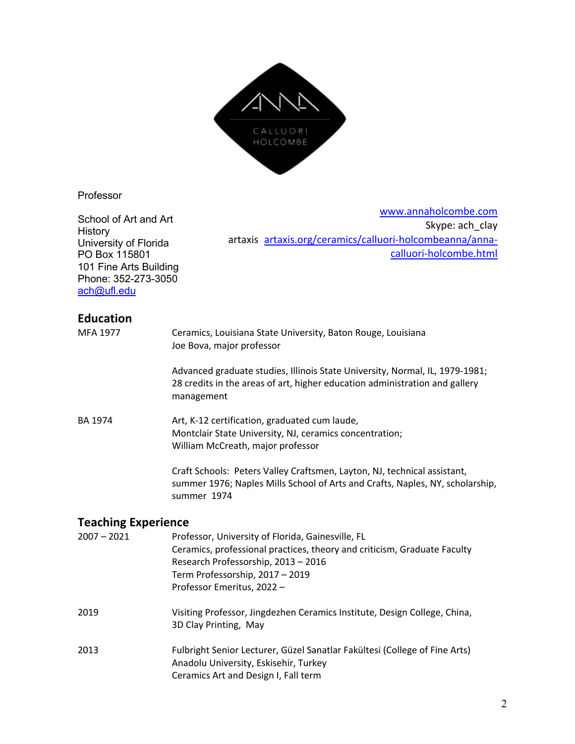ANNA CALLUORI HOLCOMBE

Professor

School of Art and Art History
University of Florida
PO Box 115801
101 Fine Arts Building
Phone: 352-273-3050
[ach@ufl.edu](mailto:ach@ufl.edu)

[www.annaholcombe.com](http://www.annaholcombe.com)
Skype: ach_clay
artaxis [artaxis.org/ceramics/calluori-holcombeanna/anna-calluori-holcombe.html](http://artaxis.org/ceramics/calluori-holcombeanna/anna-calluori-holcombe.html)

## Education

| | |
|---|---|
| MFA 1977 | Ceramics, Louisiana State University, Baton Rouge, Louisiana<br>Joe Bova, major professor |
| | Advanced graduate studies, Illinois State University, Normal, IL, 1979-1981; 28 credits in the areas of art, higher education administration and gallery management |
| BA 1974 | Art, K-12 certification, graduated cum laude,<br>Montclair State University, NJ, ceramics concentration;<br>William McCreath, major professor |
| | Craft Schools: Peters Valley Craftsmen, Layton, NJ, technical assistant, summer 1976; Naples Mills School of Arts and Crafts, Naples, NY, scholarship, summer 1974 |

## Teaching Experience

| | |
|---|---|
| 2007 – 2021 | Professor, University of Florida, Gainesville, FL<br>Ceramics, professional practices, theory and criticism, Graduate Faculty<br>Research Professorship, 2013 – 2016<br>Term Professorship, 2017 – 2019<br>Professor Emeritus, 2022 – |
| 2019 | Visiting Professor, Jingdezhen Ceramics Institute, Design College, China, 3D Clay Printing, May |
| 2013 | Fulbright Senior Lecturer, Güzel Sanatlar Fakültesi (College of Fine Arts)<br>Anadolu University, Eskisehir, Turkey<br>Ceramics Art and Design I, Fall term |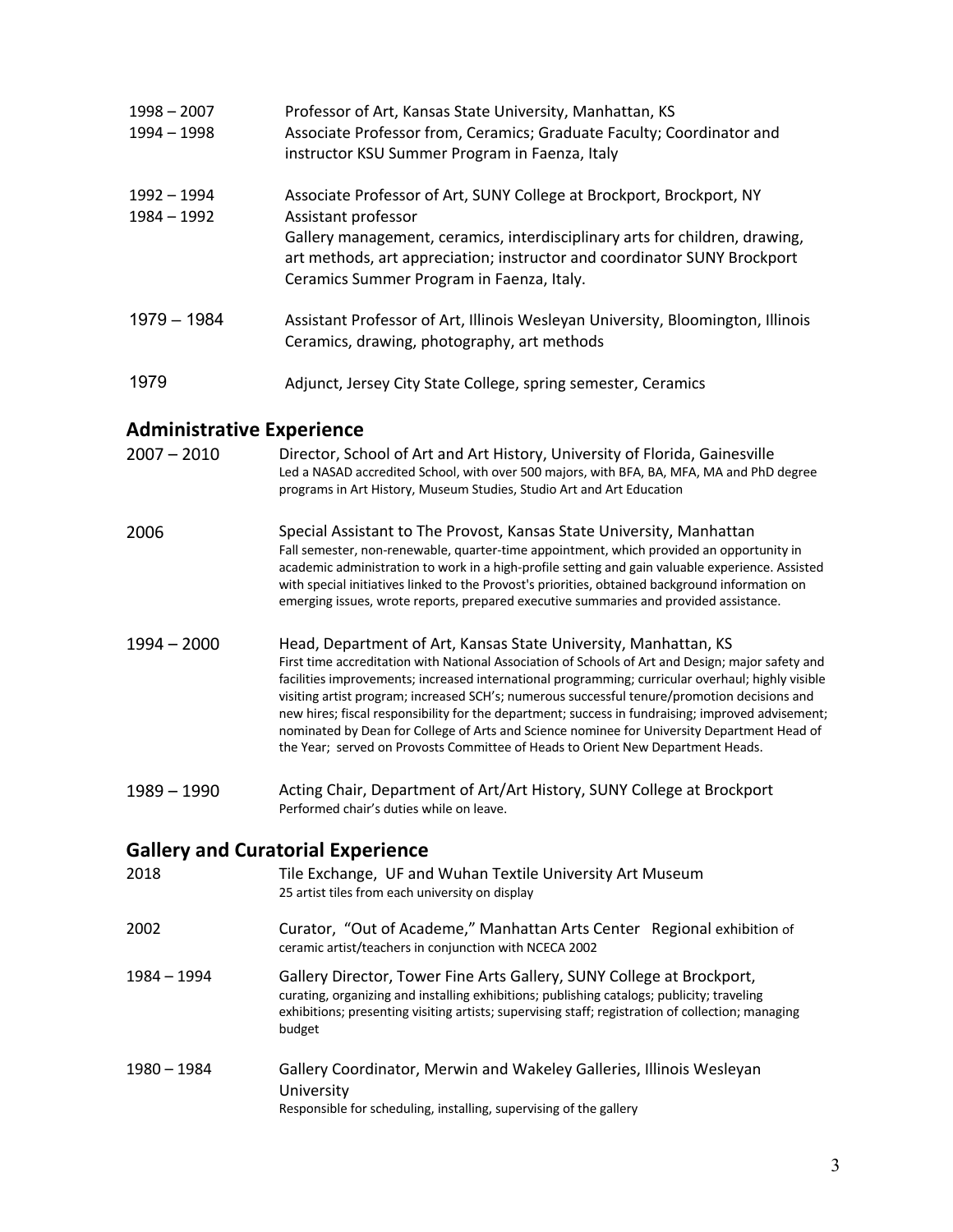1998 – 2007 Professor of Art, Kansas State University, Manhattan, KS
1994 – 1998 Associate Professor from, Ceramics; Graduate Faculty; Coordinator and instructor KSU Summer Program in Faenza, Italy

1992 – 1994 Associate Professor of Art, SUNY College at Brockport, Brockport, NY
1984 – 1992 Assistant professor
Gallery management, ceramics, interdisciplinary arts for children, drawing, art methods, art appreciation; instructor and coordinator SUNY Brockport Ceramics Summer Program in Faenza, Italy.

1979 – 1984 Assistant Professor of Art, Illinois Wesleyan University, Bloomington, Illinois
Ceramics, drawing, photography, art methods

1979 Adjunct, Jersey City State College, spring semester, Ceramics

## Administrative Experience

2007 – 2010 Director, School of Art and Art History, University of Florida, Gainesville
Led a NASAD accredited School, with over 500 majors, with BFA, BA, MFA, MA and PhD degree programs in Art History, Museum Studies, Studio Art and Art Education

2006 Special Assistant to The Provost, Kansas State University, Manhattan
Fall semester, non-renewable, quarter-time appointment, which provided an opportunity in academic administration to work in a high-profile setting and gain valuable experience. Assisted with special initiatives linked to the Provost's priorities, obtained background information on emerging issues, wrote reports, prepared executive summaries and provided assistance.

1994 – 2000 Head, Department of Art, Kansas State University, Manhattan, KS
First time accreditation with National Association of Schools of Art and Design; major safety and facilities improvements; increased international programming; curricular overhaul; highly visible visiting artist program; increased SCH's; numerous successful tenure/promotion decisions and new hires; fiscal responsibility for the department; success in fundraising; improved advisement; nominated by Dean for College of Arts and Science nominee for University Department Head of the Year; served on Provosts Committee of Heads to Orient New Department Heads.

1989 – 1990 Acting Chair, Department of Art/Art History, SUNY College at Brockport
Performed chair's duties while on leave.

## Gallery and Curatorial Experience

2018 Tile Exchange, UF and Wuhan Textile University Art Museum
25 artist tiles from each university on display

2002 Curator, "Out of Academe," Manhattan Arts Center Regional exhibition of ceramic artist/teachers in conjunction with NCECA 2002

1984 – 1994 Gallery Director, Tower Fine Arts Gallery, SUNY College at Brockport,
curating, organizing and installing exhibitions; publishing catalogs; publicity; traveling exhibitions; presenting visiting artists; supervising staff; registration of collection; managing budget

1980 – 1984 Gallery Coordinator, Merwin and Wakeley Galleries, Illinois Wesleyan University
Responsible for scheduling, installing, supervising of the gallery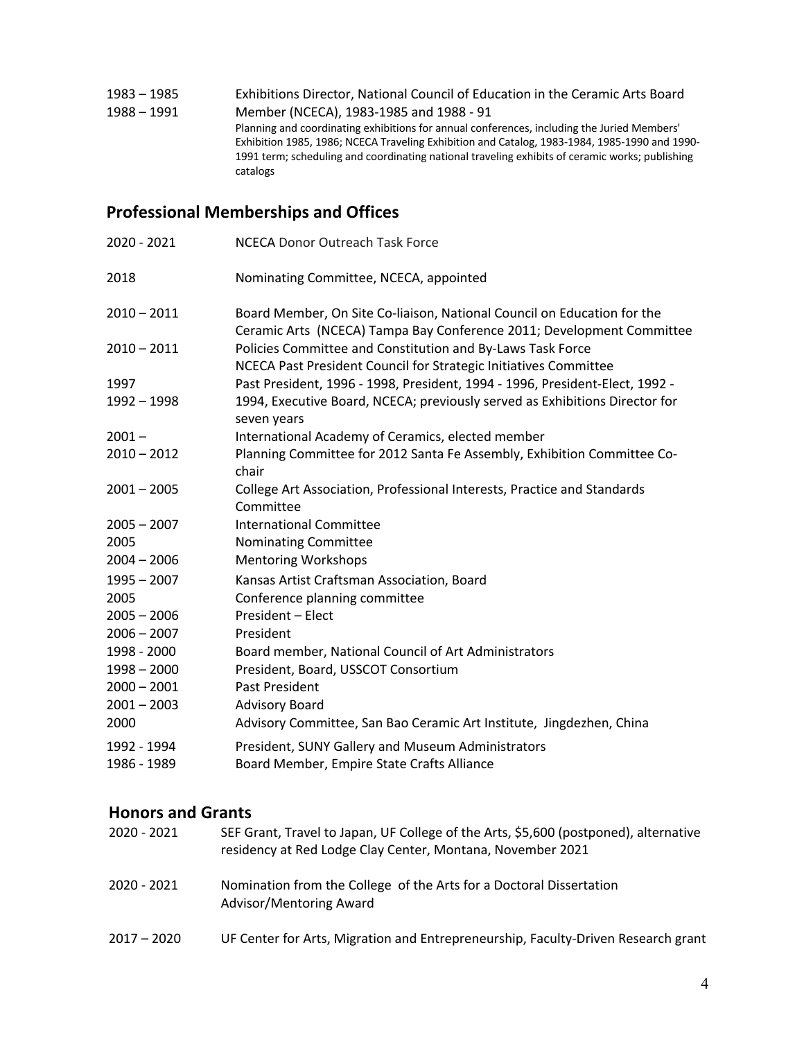| | |
|---|---|
| 1983 – 1985<br>1988 – 1991 | Exhibitions Director, National Council of Education in the Ceramic Arts Board Member (NCECA), 1983-1985 and 1988 - 91<br>Planning and coordinating exhibitions for annual conferences, including the Juried Members' Exhibition 1985, 1986; NCECA Traveling Exhibition and Catalog, 1983-1984, 1985-1990 and 1990-1991 term; scheduling and coordinating national traveling exhibits of ceramic works; publishing catalogs |

## Professional Memberships and Offices

| | |
|---|---|
| 2020 - 2021 | NCECA Donor Outreach Task Force |
| 2018 | Nominating Committee, NCECA, appointed |
| 2010 – 2011 | Board Member, On Site Co-liaison, National Council on Education for the Ceramic Arts (NCECA) Tampa Bay Conference 2011; Development Committee |
| 2010 – 2011 | Policies Committee and Constitution and By-Laws Task Force<br>NCECA Past President Council for Strategic Initiatives Committee |
| 1997<br>1992 – 1998 | Past President, 1996 - 1998, President, 1994 - 1996, President-Elect, 1992 - 1994, Executive Board, NCECA; previously served as Exhibitions Director for seven years |
| 2001 – | International Academy of Ceramics, elected member |
| 2010 – 2012 | Planning Committee for 2012 Santa Fe Assembly, Exhibition Committee Co-chair |
| 2001 – 2005 | College Art Association, Professional Interests, Practice and Standards Committee |
| 2005 – 2007 | International Committee |
| 2005 | Nominating Committee |
| 2004 – 2006 | Mentoring Workshops |
| 1995 – 2007 | Kansas Artist Craftsman Association, Board |
| 2005 | Conference planning committee |
| 2005 – 2006 | President – Elect |
| 2006 – 2007 | President |
| 1998 - 2000 | Board member, National Council of Art Administrators |
| 1998 – 2000 | President, Board, USSCOT Consortium |
| 2000 – 2001 | Past President |
| 2001 – 2003 | Advisory Board |
| 2000 | Advisory Committee, San Bao Ceramic Art Institute, Jingdezhen, China |
| 1992 - 1994 | President, SUNY Gallery and Museum Administrators |
| 1986 - 1989 | Board Member, Empire State Crafts Alliance |

## Honors and Grants

| | |
|---|---|
| 2020 - 2021 | SEF Grant, Travel to Japan, UF College of the Arts, $5,600 (postponed), alternative residency at Red Lodge Clay Center, Montana, November 2021 |
| 2020 - 2021 | Nomination from the College of the Arts for a Doctoral Dissertation Advisor/Mentoring Award |
| 2017 – 2020 | UF Center for Arts, Migration and Entrepreneurship, Faculty-Driven Research grant |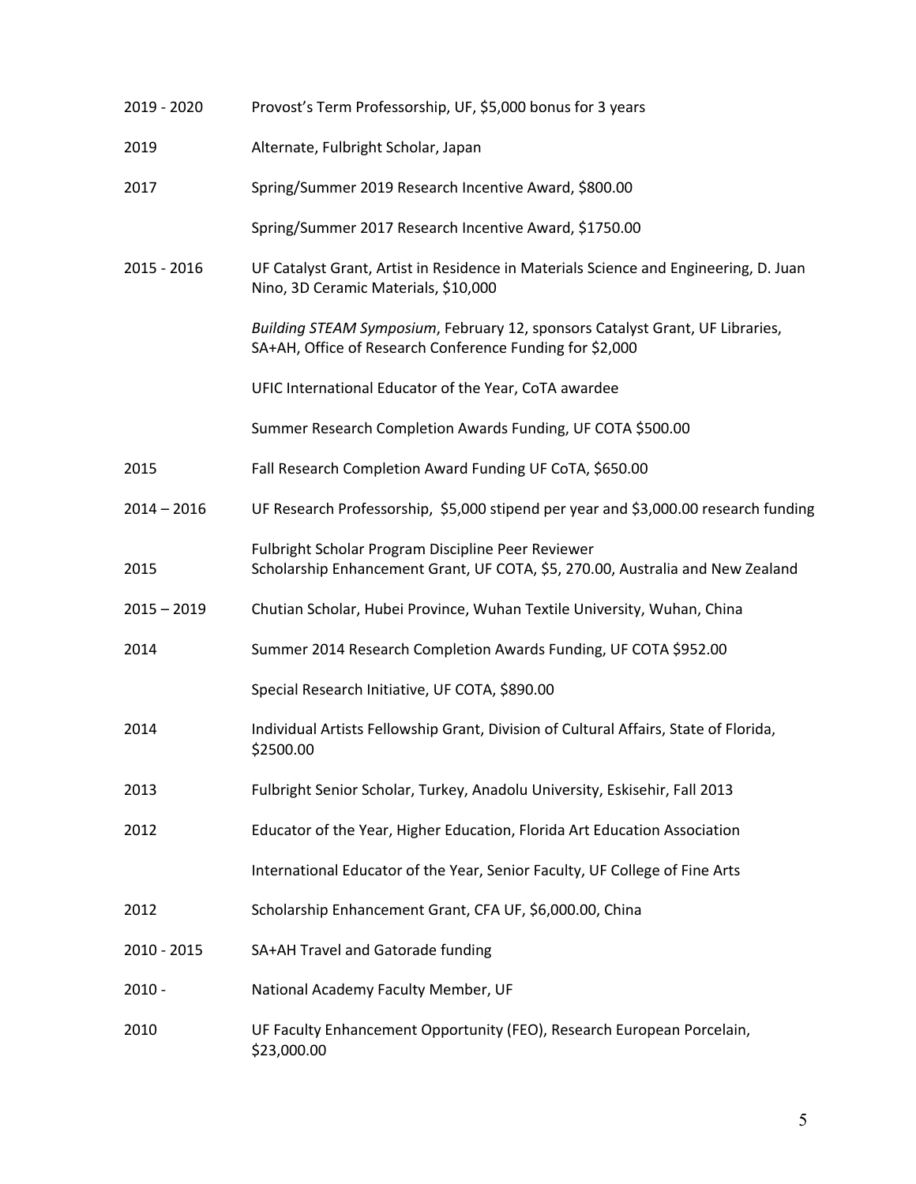| | |
|---|---|
| 2019 - 2020 | Provost's Term Professorship, UF, $5,000 bonus for 3 years |
| 2019 | Alternate, Fulbright Scholar, Japan |
| 2017 | Spring/Summer 2019 Research Incentive Award, $800.00 |
| | Spring/Summer 2017 Research Incentive Award, $1750.00 |
| 2015 - 2016 | UF Catalyst Grant, Artist in Residence in Materials Science and Engineering, D. Juan Nino, 3D Ceramic Materials, $10,000 |
| | *Building STEAM Symposium*, February 12, sponsors Catalyst Grant, UF Libraries, SA+AH, Office of Research Conference Funding for $2,000 |
| | UFIC International Educator of the Year, CoTA awardee |
| | Summer Research Completion Awards Funding, UF COTA $500.00 |
| 2015 | Fall Research Completion Award Funding UF CoTA, $650.00 |
| 2014 – 2016 | UF Research Professorship, $5,000 stipend per year and $3,000.00 research funding |
| | Fulbright Scholar Program Discipline Peer Reviewer |
| 2015 | Scholarship Enhancement Grant, UF COTA, $5, 270.00, Australia and New Zealand |
| 2015 – 2019 | Chutian Scholar, Hubei Province, Wuhan Textile University, Wuhan, China |
| 2014 | Summer 2014 Research Completion Awards Funding, UF COTA $952.00 |
| | Special Research Initiative, UF COTA, $890.00 |
| 2014 | Individual Artists Fellowship Grant, Division of Cultural Affairs, State of Florida, $2500.00 |
| 2013 | Fulbright Senior Scholar, Turkey, Anadolu University, Eskisehir, Fall 2013 |
| 2012 | Educator of the Year, Higher Education, Florida Art Education Association |
| | International Educator of the Year, Senior Faculty, UF College of Fine Arts |
| 2012 | Scholarship Enhancement Grant, CFA UF, $6,000.00, China |
| 2010 - 2015 | SA+AH Travel and Gatorade funding |
| 2010 - | National Academy Faculty Member, UF |
| 2010 | UF Faculty Enhancement Opportunity (FEO), Research European Porcelain, $23,000.00 |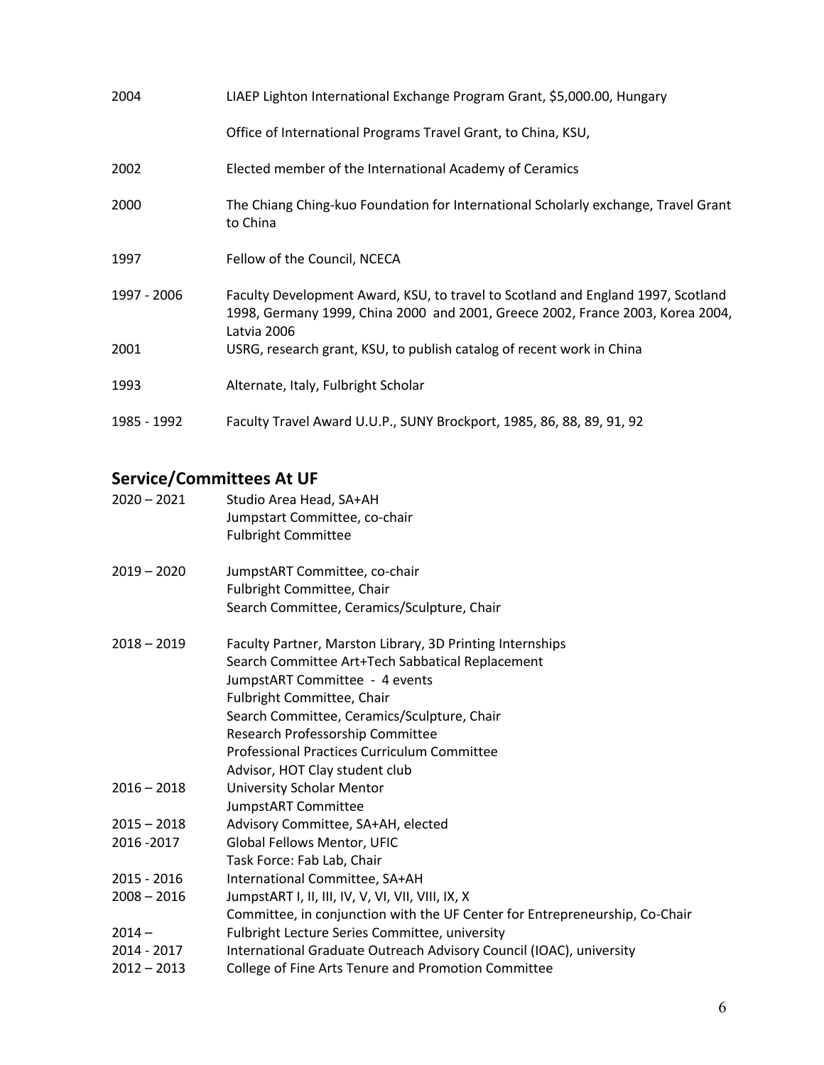| | |
|---|---|
| 2004 | LIAEP Lighton International Exchange Program Grant, $5,000.00, Hungary |
| | Office of International Programs Travel Grant, to China, KSU, |
| 2002 | Elected member of the International Academy of Ceramics |
| 2000 | The Chiang Ching-kuo Foundation for International Scholarly exchange, Travel Grant to China |
| 1997 | Fellow of the Council, NCECA |
| 1997 - 2006 | Faculty Development Award, KSU, to travel to Scotland and England 1997, Scotland 1998, Germany 1999, China 2000 and 2001, Greece 2002, France 2003, Korea 2004, Latvia 2006 |
| 2001 | USRG, research grant, KSU, to publish catalog of recent work in China |
| 1993 | Alternate, Italy, Fulbright Scholar |
| 1985 - 1992 | Faculty Travel Award U.U.P., SUNY Brockport, 1985, 86, 88, 89, 91, 92 |

## Service/Committees At UF

| | |
|---|---|
| 2020 – 2021 | Studio Area Head, SA+AH |
| | Jumpstart Committee, co-chair |
| | Fulbright Committee |
| 2019 – 2020 | JumpstART Committee, co-chair |
| | Fulbright Committee, Chair |
| | Search Committee, Ceramics/Sculpture, Chair |
| 2018 – 2019 | Faculty Partner, Marston Library, 3D Printing Internships |
| | Search Committee Art+Tech Sabbatical Replacement |
| | JumpstART Committee - 4 events |
| | Fulbright Committee, Chair |
| | Search Committee, Ceramics/Sculpture, Chair |
| | Research Professorship Committee |
| | Professional Practices Curriculum Committee |
| | Advisor, HOT Clay student club |
| 2016 – 2018 | University Scholar Mentor |
| | JumpstART Committee |
| 2015 – 2018 | Advisory Committee, SA+AH, elected |
| 2016 -2017 | Global Fellows Mentor, UFIC |
| | Task Force: Fab Lab, Chair |
| 2015 - 2016 | International Committee, SA+AH |
| 2008 – 2016 | JumpstART I, II, III, IV, V, VI, VII, VIII, IX, X |
| | Committee, in conjunction with the UF Center for Entrepreneurship, Co-Chair |
| 2014 – | Fulbright Lecture Series Committee, university |
| 2014 - 2017 | International Graduate Outreach Advisory Council (IOAC), university |
| 2012 – 2013 | College of Fine Arts Tenure and Promotion Committee |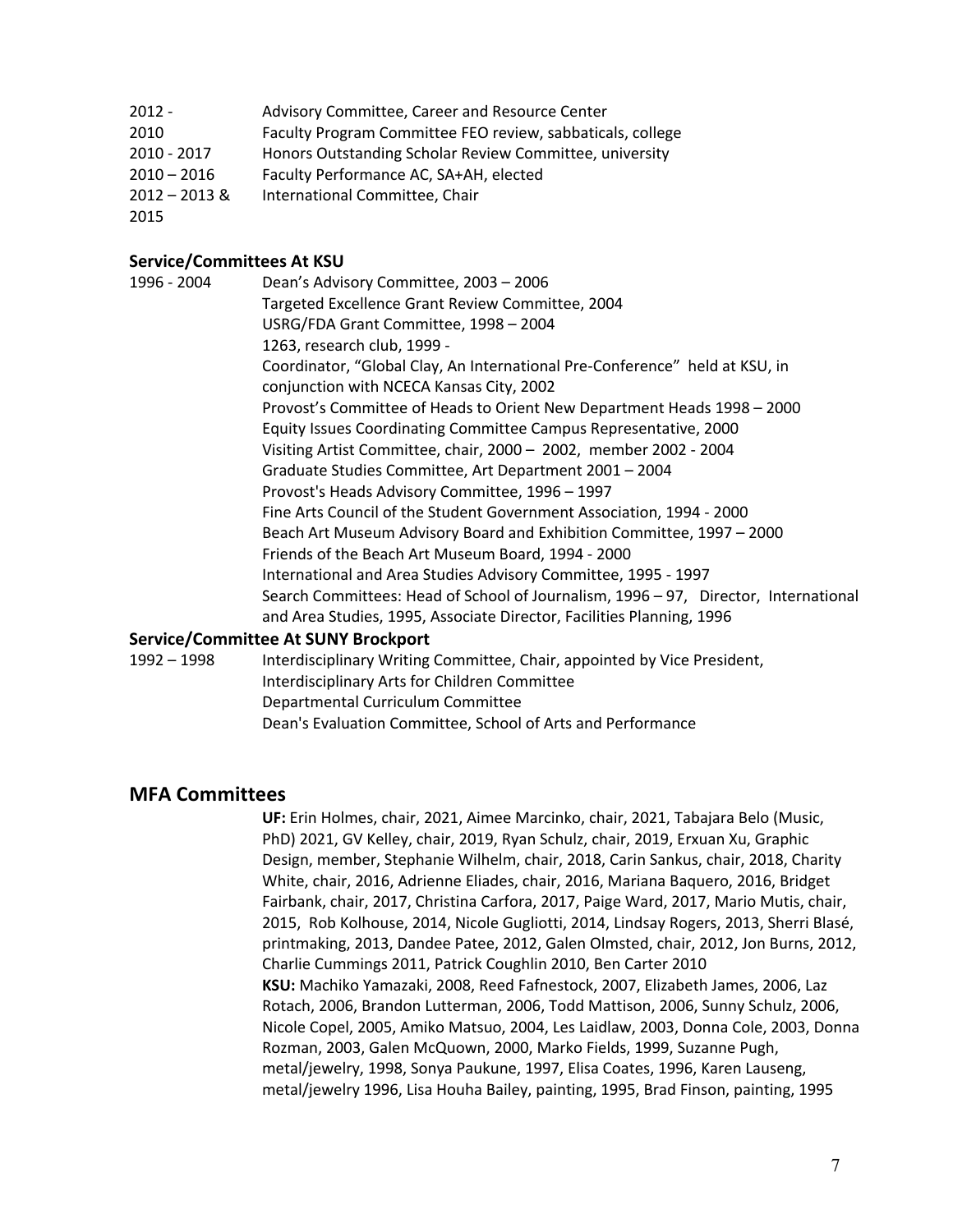| | |
|---|---|
| 2012 - | Advisory Committee, Career and Resource Center |
| 2010 | Faculty Program Committee FEO review, sabbaticals, college |
| 2010 - 2017 | Honors Outstanding Scholar Review Committee, university |
| 2010 – 2016 | Faculty Performance AC, SA+AH, elected |
| 2012 – 2013 & 2015 | International Committee, Chair |

**Service/Committees At KSU**

1996 - 2004

- Dean's Advisory Committee, 2003 – 2006
- Targeted Excellence Grant Review Committee, 2004
- USRG/FDA Grant Committee, 1998 – 2004
- 1263, research club, 1999 -
- Coordinator, "Global Clay, An International Pre-Conference" held at KSU, in conjunction with NCECA Kansas City, 2002
- Provost's Committee of Heads to Orient New Department Heads 1998 – 2000
- Equity Issues Coordinating Committee Campus Representative, 2000
- Visiting Artist Committee, chair, 2000 – 2002, member 2002 - 2004
- Graduate Studies Committee, Art Department 2001 – 2004
- Provost's Heads Advisory Committee, 1996 – 1997
- Fine Arts Council of the Student Government Association, 1994 - 2000
- Beach Art Museum Advisory Board and Exhibition Committee, 1997 – 2000
- Friends of the Beach Art Museum Board, 1994 - 2000
- International and Area Studies Advisory Committee, 1995 - 1997
- Search Committees: Head of School of Journalism, 1996 – 97, Director, International and Area Studies, 1995, Associate Director, Facilities Planning, 1996

**Service/Committee At SUNY Brockport**

1992 – 1998

- Interdisciplinary Writing Committee, Chair, appointed by Vice President,
- Interdisciplinary Arts for Children Committee
- Departmental Curriculum Committee
- Dean's Evaluation Committee, School of Arts and Performance

## MFA Committees

**UF:** Erin Holmes, chair, 2021, Aimee Marcinko, chair, 2021, Tabajara Belo (Music, PhD) 2021, GV Kelley, chair, 2019, Ryan Schulz, chair, 2019, Erxuan Xu, Graphic Design, member, Stephanie Wilhelm, chair, 2018, Carin Sankus, chair, 2018, Charity White, chair, 2016, Adrienne Eliades, chair, 2016, Mariana Baquero, 2016, Bridget Fairbank, chair, 2017, Christina Carfora, 2017, Paige Ward, 2017, Mario Mutis, chair, 2015, Rob Kolhouse, 2014, Nicole Gugliotti, 2014, Lindsay Rogers, 2013, Sherri Blasé, printmaking, 2013, Dandee Patee, 2012, Galen Olmsted, chair, 2012, Jon Burns, 2012, Charlie Cummings 2011, Patrick Coughlin 2010, Ben Carter 2010

**KSU:** Machiko Yamazaki, 2008, Reed Fafnestock, 2007, Elizabeth James, 2006, Laz Rotach, 2006, Brandon Lutterman, 2006, Todd Mattison, 2006, Sunny Schulz, 2006, Nicole Copel, 2005, Amiko Matsuo, 2004, Les Laidlaw, 2003, Donna Cole, 2003, Donna Rozman, 2003, Galen McQuown, 2000, Marko Fields, 1999, Suzanne Pugh, metal/jewelry, 1998, Sonya Paukune, 1997, Elisa Coates, 1996, Karen Lauseng, metal/jewelry 1996, Lisa Houha Bailey, painting, 1995, Brad Finson, painting, 1995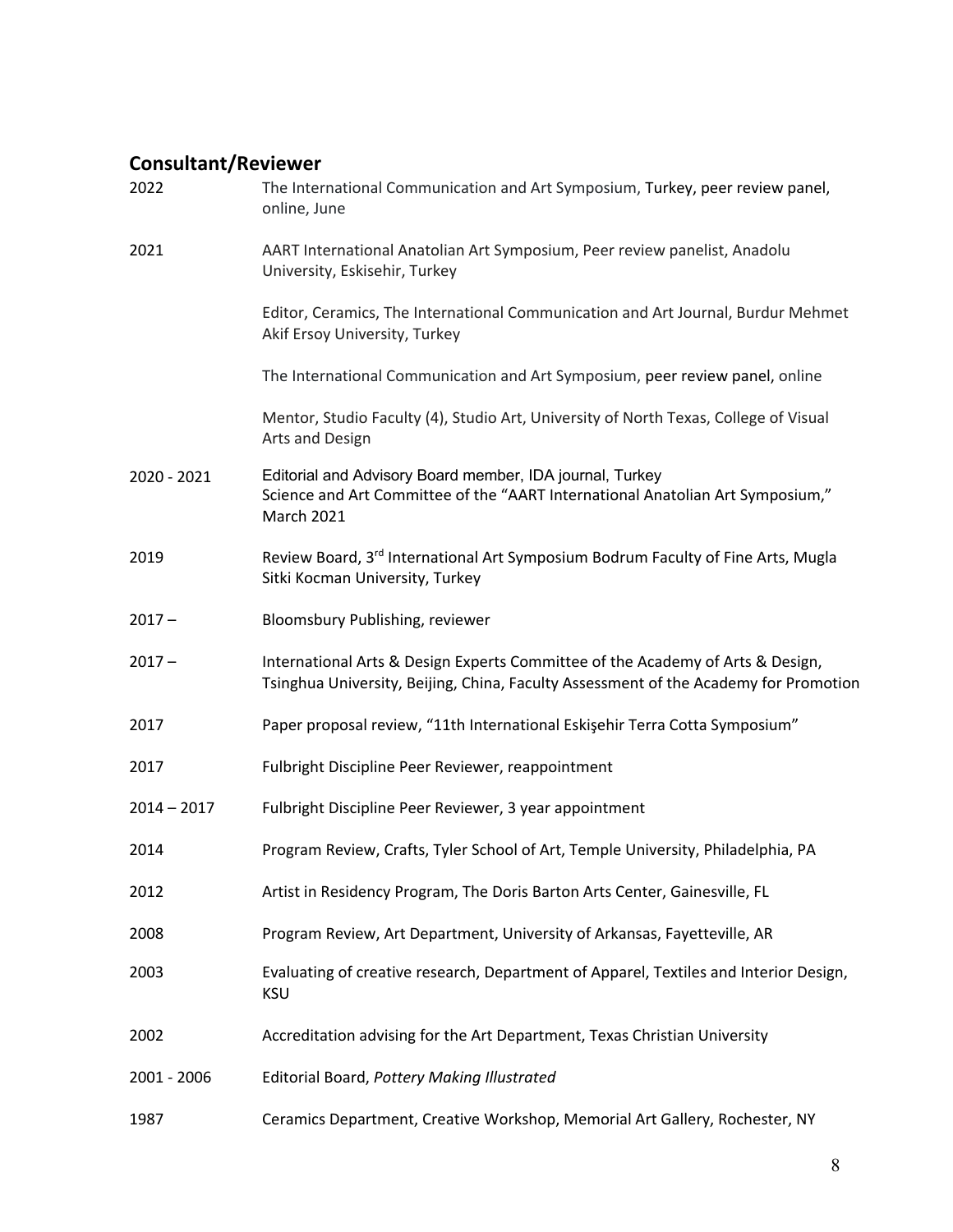## Consultant/Reviewer

2022 The International Communication and Art Symposium, Turkey, peer review panel, online, June

2021 AART International Anatolian Art Symposium, Peer review panelist, Anadolu University, Eskisehir, Turkey

Editor, Ceramics, The International Communication and Art Journal, Burdur Mehmet Akif Ersoy University, Turkey

The International Communication and Art Symposium, peer review panel, online

Mentor, Studio Faculty (4), Studio Art, University of North Texas, College of Visual Arts and Design

2020 - 2021 Editorial and Advisory Board member, IDA journal, Turkey
Science and Art Committee of the "AART International Anatolian Art Symposium," March 2021

2019 Review Board, 3rd International Art Symposium Bodrum Faculty of Fine Arts, Mugla Sitki Kocman University, Turkey

2017 – Bloomsbury Publishing, reviewer

2017 – International Arts & Design Experts Committee of the Academy of Arts & Design, Tsinghua University, Beijing, China, Faculty Assessment of the Academy for Promotion

2017 Paper proposal review, "11th International Eskişehir Terra Cotta Symposium"

2017 Fulbright Discipline Peer Reviewer, reappointment

2014 – 2017 Fulbright Discipline Peer Reviewer, 3 year appointment

2014 Program Review, Crafts, Tyler School of Art, Temple University, Philadelphia, PA

2012 Artist in Residency Program, The Doris Barton Arts Center, Gainesville, FL

2008 Program Review, Art Department, University of Arkansas, Fayetteville, AR

2003 Evaluating of creative research, Department of Apparel, Textiles and Interior Design, KSU

2002 Accreditation advising for the Art Department, Texas Christian University

2001 - 2006 Editorial Board, *Pottery Making Illustrated*

1987 Ceramics Department, Creative Workshop, Memorial Art Gallery, Rochester, NY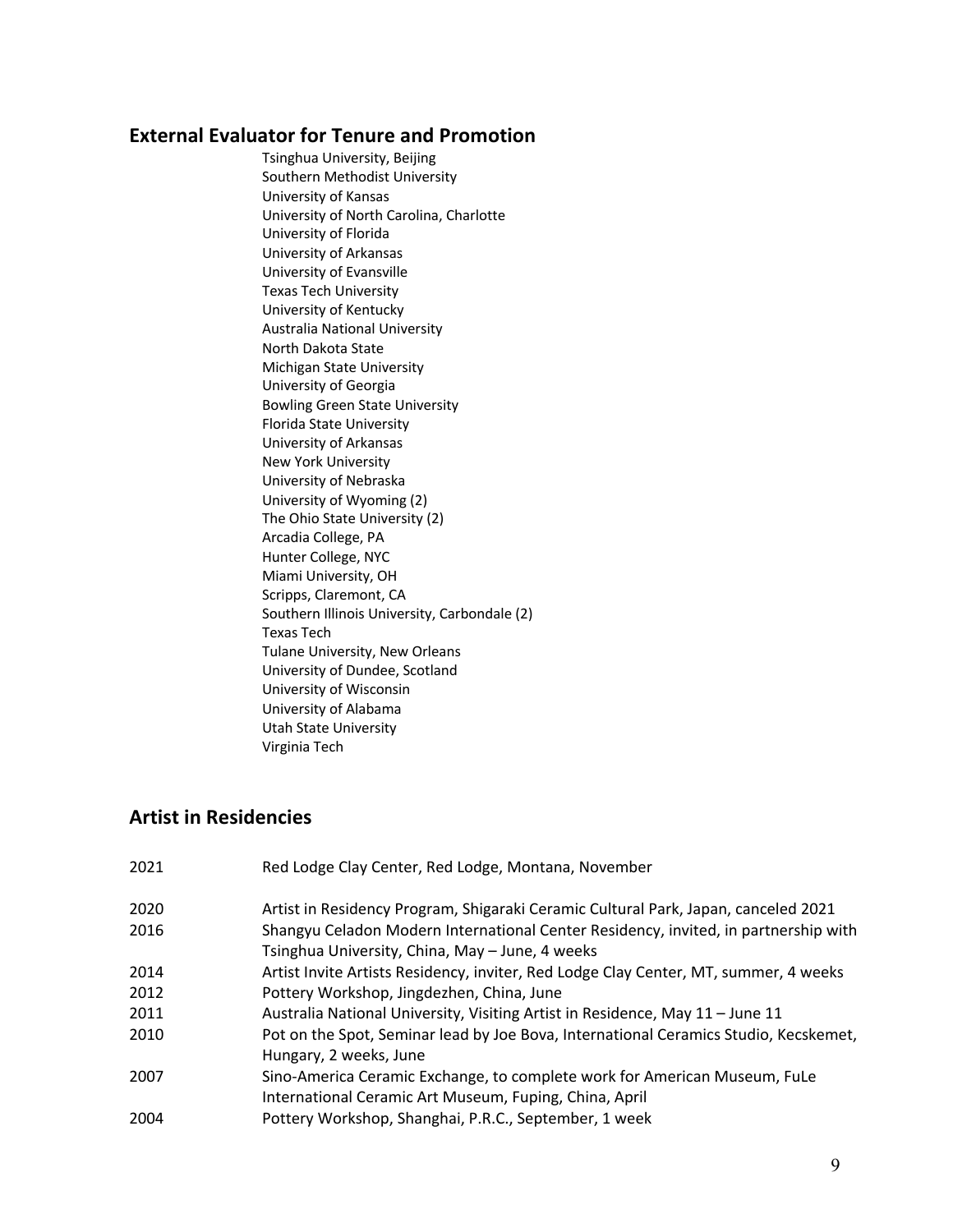## External Evaluator for Tenure and Promotion

Tsinghua University, Beijing
Southern Methodist University
University of Kansas
University of North Carolina, Charlotte
University of Florida
University of Arkansas
University of Evansville
Texas Tech University
University of Kentucky
Australia National University
North Dakota State
Michigan State University
University of Georgia
Bowling Green State University
Florida State University
University of Arkansas
New York University
University of Nebraska
University of Wyoming (2)
The Ohio State University (2)
Arcadia College, PA
Hunter College, NYC
Miami University, OH
Scripps, Claremont, CA
Southern Illinois University, Carbondale (2)
Texas Tech
Tulane University, New Orleans
University of Dundee, Scotland
University of Wisconsin
University of Alabama
Utah State University
Virginia Tech

## Artist in Residencies

| | |
|---|---|
| 2021 | Red Lodge Clay Center, Red Lodge, Montana, November |
| 2020 | Artist in Residency Program, Shigaraki Ceramic Cultural Park, Japan, canceled 2021 |
| 2016 | Shangyu Celadon Modern International Center Residency, invited, in partnership with Tsinghua University, China, May – June, 4 weeks |
| 2014 | Artist Invite Artists Residency, inviter, Red Lodge Clay Center, MT, summer, 4 weeks |
| 2012 | Pottery Workshop, Jingdezhen, China, June |
| 2011 | Australia National University, Visiting Artist in Residence, May 11 – June 11 |
| 2010 | Pot on the Spot, Seminar lead by Joe Bova, International Ceramics Studio, Kecskemet, Hungary, 2 weeks, June |
| 2007 | Sino-America Ceramic Exchange, to complete work for American Museum, FuLe International Ceramic Art Museum, Fuping, China, April |
| 2004 | Pottery Workshop, Shanghai, P.R.C., September, 1 week |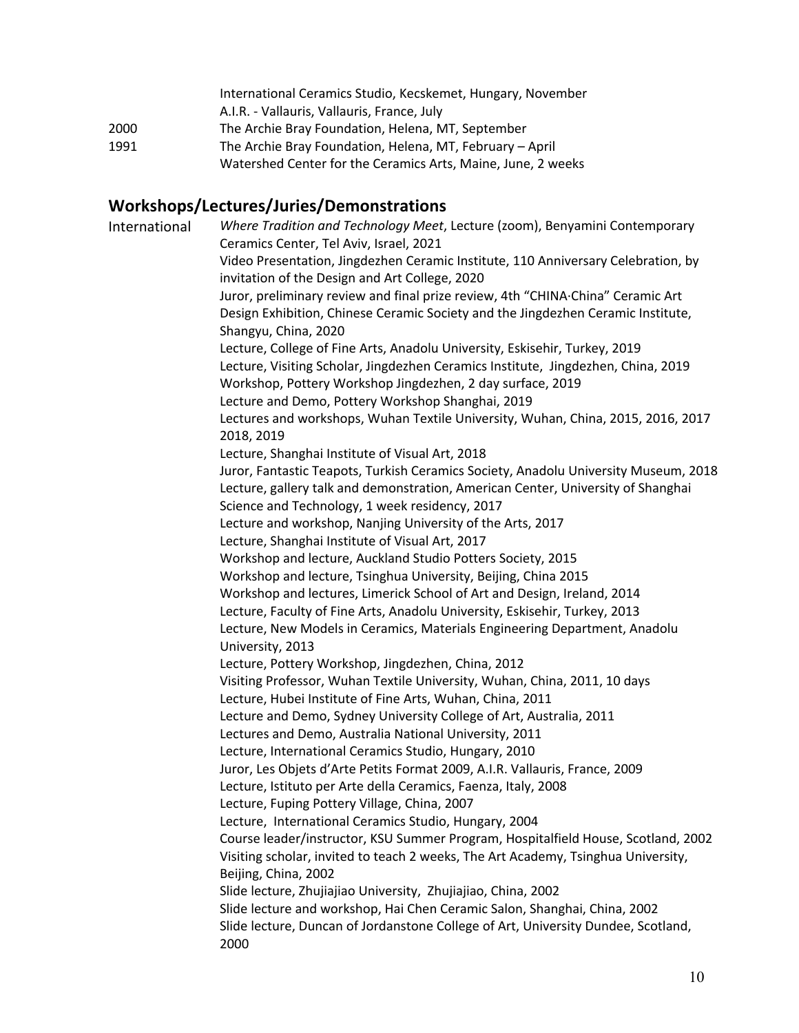| | |
|---|---|
| | International Ceramics Studio, Kecskemet, Hungary, November |
| | A.I.R. - Vallauris, Vallauris, France, July |
| 2000 | The Archie Bray Foundation, Helena, MT, September |
| 1991 | The Archie Bray Foundation, Helena, MT, February – April |
| | Watershed Center for the Ceramics Arts, Maine, June, 2 weeks |

## Workshops/Lectures/Juries/Demonstrations

International

*Where Tradition and Technology Meet*, Lecture (zoom), Benyamini Contemporary Ceramics Center, Tel Aviv, Israel, 2021

Video Presentation, Jingdezhen Ceramic Institute, 110 Anniversary Celebration, by invitation of the Design and Art College, 2020

Juror, preliminary review and final prize review, 4th "CHINA·China" Ceramic Art Design Exhibition, Chinese Ceramic Society and the Jingdezhen Ceramic Institute, Shangyu, China, 2020

Lecture, College of Fine Arts, Anadolu University, Eskisehir, Turkey, 2019

Lecture, Visiting Scholar, Jingdezhen Ceramics Institute, Jingdezhen, China, 2019

Workshop, Pottery Workshop Jingdezhen, 2 day surface, 2019

Lecture and Demo, Pottery Workshop Shanghai, 2019

Lectures and workshops, Wuhan Textile University, Wuhan, China, 2015, 2016, 2017 2018, 2019

Lecture, Shanghai Institute of Visual Art, 2018

Juror, Fantastic Teapots, Turkish Ceramics Society, Anadolu University Museum, 2018

Lecture, gallery talk and demonstration, American Center, University of Shanghai Science and Technology, 1 week residency, 2017

Lecture and workshop, Nanjing University of the Arts, 2017

Lecture, Shanghai Institute of Visual Art, 2017

Workshop and lecture, Auckland Studio Potters Society, 2015

Workshop and lecture, Tsinghua University, Beijing, China 2015

Workshop and lectures, Limerick School of Art and Design, Ireland, 2014

Lecture, Faculty of Fine Arts, Anadolu University, Eskisehir, Turkey, 2013

Lecture, New Models in Ceramics, Materials Engineering Department, Anadolu University, 2013

Lecture, Pottery Workshop, Jingdezhen, China, 2012

Visiting Professor, Wuhan Textile University, Wuhan, China, 2011, 10 days

Lecture, Hubei Institute of Fine Arts, Wuhan, China, 2011

Lecture and Demo, Sydney University College of Art, Australia, 2011

Lectures and Demo, Australia National University, 2011

Lecture, International Ceramics Studio, Hungary, 2010

Juror, Les Objets d'Arte Petits Format 2009, A.I.R. Vallauris, France, 2009

Lecture, Istituto per Arte della Ceramics, Faenza, Italy, 2008

Lecture, Fuping Pottery Village, China, 2007

Lecture, International Ceramics Studio, Hungary, 2004

Course leader/instructor, KSU Summer Program, Hospitalfield House, Scotland, 2002

Visiting scholar, invited to teach 2 weeks, The Art Academy, Tsinghua University, Beijing, China, 2002

Slide lecture, Zhujiajiao University, Zhujiajiao, China, 2002

Slide lecture and workshop, Hai Chen Ceramic Salon, Shanghai, China, 2002

Slide lecture, Duncan of Jordanstone College of Art, University Dundee, Scotland, 2000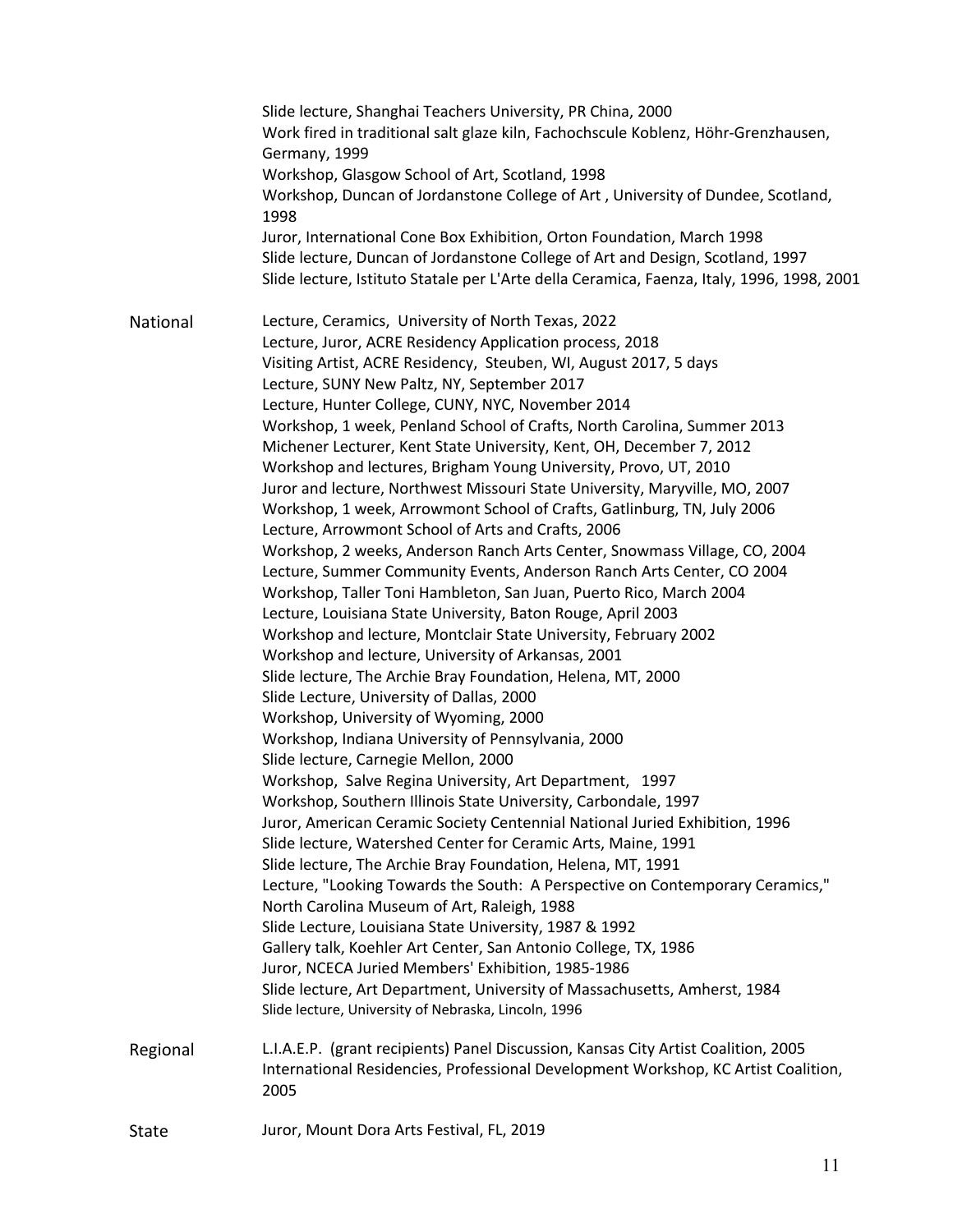Slide lecture, Shanghai Teachers University, PR China, 2000
Work fired in traditional salt glaze kiln, Fachochscule Koblenz, Höhr-Grenzhausen, Germany, 1999
Workshop, Glasgow School of Art, Scotland, 1998
Workshop, Duncan of Jordanstone College of Art , University of Dundee, Scotland, 1998
Juror, International Cone Box Exhibition, Orton Foundation, March 1998
Slide lecture, Duncan of Jordanstone College of Art and Design, Scotland, 1997
Slide lecture, Istituto Statale per L'Arte della Ceramica, Faenza, Italy, 1996, 1998, 2001

**National**

Lecture, Ceramics, University of North Texas, 2022
Lecture, Juror, ACRE Residency Application process, 2018
Visiting Artist, ACRE Residency, Steuben, WI, August 2017, 5 days
Lecture, SUNY New Paltz, NY, September 2017
Lecture, Hunter College, CUNY, NYC, November 2014
Workshop, 1 week, Penland School of Crafts, North Carolina, Summer 2013
Michener Lecturer, Kent State University, Kent, OH, December 7, 2012
Workshop and lectures, Brigham Young University, Provo, UT, 2010
Juror and lecture, Northwest Missouri State University, Maryville, MO, 2007
Workshop, 1 week, Arrowmont School of Crafts, Gatlinburg, TN, July 2006
Lecture, Arrowmont School of Arts and Crafts, 2006
Workshop, 2 weeks, Anderson Ranch Arts Center, Snowmass Village, CO, 2004
Lecture, Summer Community Events, Anderson Ranch Arts Center, CO 2004
Workshop, Taller Toni Hambleton, San Juan, Puerto Rico, March 2004
Lecture, Louisiana State University, Baton Rouge, April 2003
Workshop and lecture, Montclair State University, February 2002
Workshop and lecture, University of Arkansas, 2001
Slide lecture, The Archie Bray Foundation, Helena, MT, 2000
Slide Lecture, University of Dallas, 2000
Workshop, University of Wyoming, 2000
Workshop, Indiana University of Pennsylvania, 2000
Slide lecture, Carnegie Mellon, 2000
Workshop, Salve Regina University, Art Department, 1997
Workshop, Southern Illinois State University, Carbondale, 1997
Juror, American Ceramic Society Centennial National Juried Exhibition, 1996
Slide lecture, Watershed Center for Ceramic Arts, Maine, 1991
Slide lecture, The Archie Bray Foundation, Helena, MT, 1991
Lecture, "Looking Towards the South: A Perspective on Contemporary Ceramics," North Carolina Museum of Art, Raleigh, 1988
Slide Lecture, Louisiana State University, 1987 & 1992
Gallery talk, Koehler Art Center, San Antonio College, TX, 1986
Juror, NCECA Juried Members' Exhibition, 1985-1986
Slide lecture, Art Department, University of Massachusetts, Amherst, 1984
Slide lecture, University of Nebraska, Lincoln, 1996

**Regional**

L.I.A.E.P. (grant recipients) Panel Discussion, Kansas City Artist Coalition, 2005
International Residencies, Professional Development Workshop, KC Artist Coalition, 2005

**State**

Juror, Mount Dora Arts Festival, FL, 2019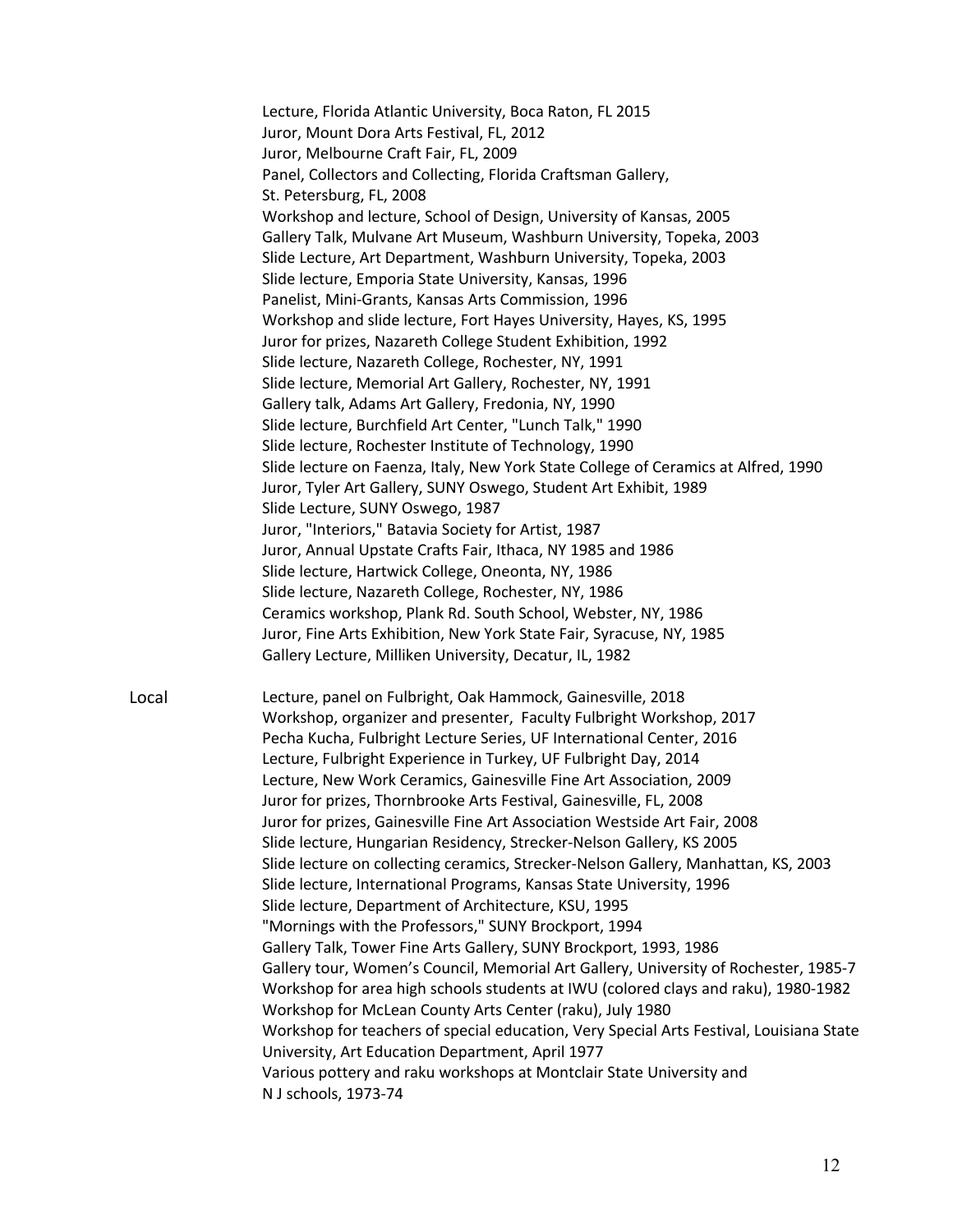Lecture, Florida Atlantic University, Boca Raton, FL 2015
Juror, Mount Dora Arts Festival, FL, 2012
Juror, Melbourne Craft Fair, FL, 2009
Panel, Collectors and Collecting, Florida Craftsman Gallery, St. Petersburg, FL, 2008
Workshop and lecture, School of Design, University of Kansas, 2005
Gallery Talk, Mulvane Art Museum, Washburn University, Topeka, 2003
Slide Lecture, Art Department, Washburn University, Topeka, 2003
Slide lecture, Emporia State University, Kansas, 1996
Panelist, Mini-Grants, Kansas Arts Commission, 1996
Workshop and slide lecture, Fort Hayes University, Hayes, KS, 1995
Juror for prizes, Nazareth College Student Exhibition, 1992
Slide lecture, Nazareth College, Rochester, NY, 1991
Slide lecture, Memorial Art Gallery, Rochester, NY, 1991
Gallery talk, Adams Art Gallery, Fredonia, NY, 1990
Slide lecture, Burchfield Art Center, "Lunch Talk," 1990
Slide lecture, Rochester Institute of Technology, 1990
Slide lecture on Faenza, Italy, New York State College of Ceramics at Alfred, 1990
Juror, Tyler Art Gallery, SUNY Oswego, Student Art Exhibit, 1989
Slide Lecture, SUNY Oswego, 1987
Juror, "Interiors," Batavia Society for Artist, 1987
Juror, Annual Upstate Crafts Fair, Ithaca, NY 1985 and 1986
Slide lecture, Hartwick College, Oneonta, NY, 1986
Slide lecture, Nazareth College, Rochester, NY, 1986
Ceramics workshop, Plank Rd. South School, Webster, NY, 1986
Juror, Fine Arts Exhibition, New York State Fair, Syracuse, NY, 1985
Gallery Lecture, Milliken University, Decatur, IL, 1982

Local

Lecture, panel on Fulbright, Oak Hammock, Gainesville, 2018
Workshop, organizer and presenter, Faculty Fulbright Workshop, 2017
Pecha Kucha, Fulbright Lecture Series, UF International Center, 2016
Lecture, Fulbright Experience in Turkey, UF Fulbright Day, 2014
Lecture, New Work Ceramics, Gainesville Fine Art Association, 2009
Juror for prizes, Thornbrooke Arts Festival, Gainesville, FL, 2008
Juror for prizes, Gainesville Fine Art Association Westside Art Fair, 2008
Slide lecture, Hungarian Residency, Strecker-Nelson Gallery, KS 2005
Slide lecture on collecting ceramics, Strecker-Nelson Gallery, Manhattan, KS, 2003
Slide lecture, International Programs, Kansas State University, 1996
Slide lecture, Department of Architecture, KSU, 1995
"Mornings with the Professors," SUNY Brockport, 1994
Gallery Talk, Tower Fine Arts Gallery, SUNY Brockport, 1993, 1986
Gallery tour, Women's Council, Memorial Art Gallery, University of Rochester, 1985-7
Workshop for area high schools students at IWU (colored clays and raku), 1980-1982
Workshop for McLean County Arts Center (raku), July 1980
Workshop for teachers of special education, Very Special Arts Festival, Louisiana State University, Art Education Department, April 1977
Various pottery and raku workshops at Montclair State University and N J schools, 1973-74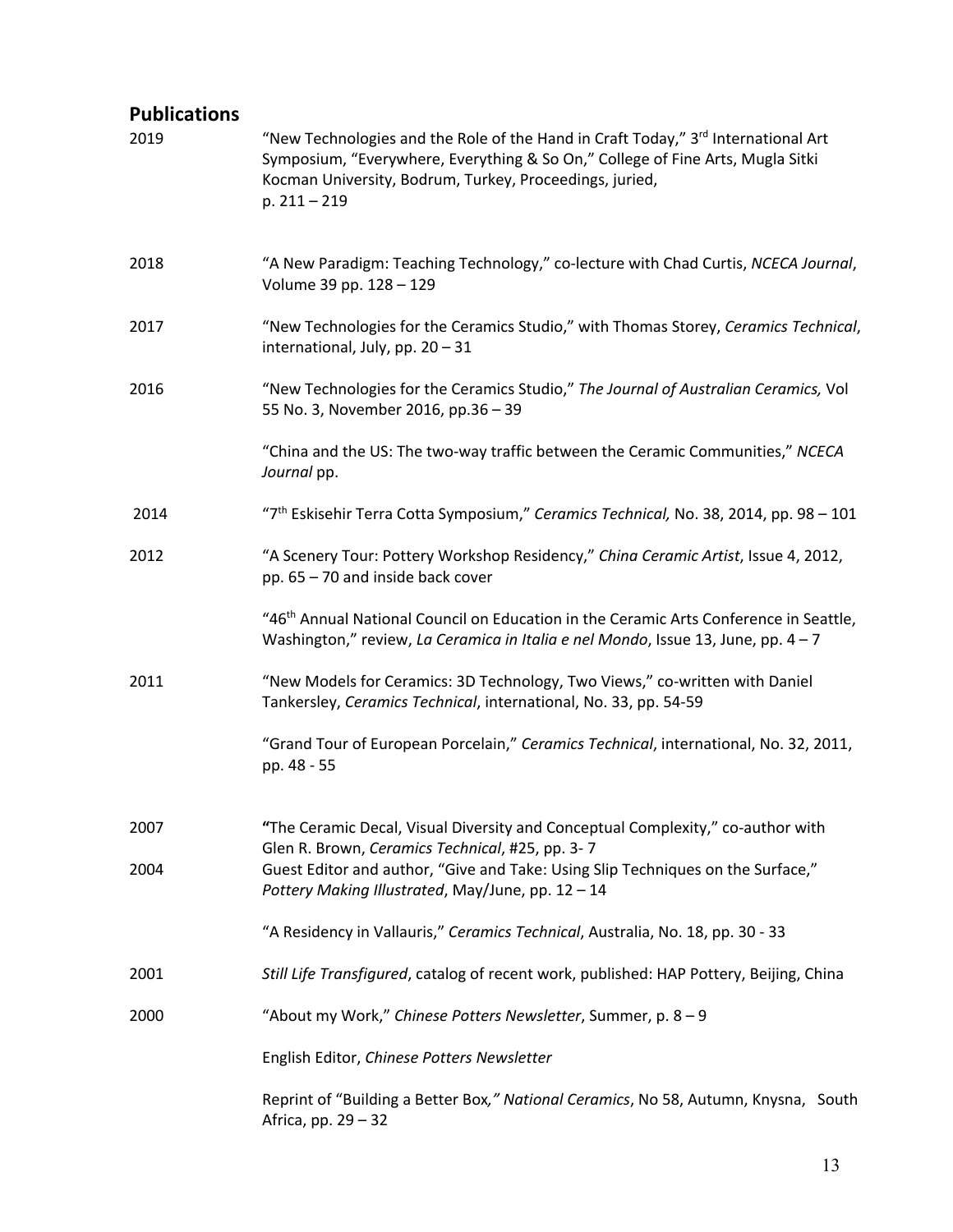## Publications

2019 — "New Technologies and the Role of the Hand in Craft Today," 3rd International Art Symposium, "Everywhere, Everything & So On," College of Fine Arts, Mugla Sitki Kocman University, Bodrum, Turkey, Proceedings, juried, p. 211 – 219

2018 — "A New Paradigm: Teaching Technology," co-lecture with Chad Curtis, *NCECA Journal*, Volume 39 pp. 128 – 129

2017 — "New Technologies for the Ceramics Studio," with Thomas Storey, *Ceramics Technical*, international, July, pp. 20 – 31

2016 — "New Technologies for the Ceramics Studio," *The Journal of Australian Ceramics,* Vol 55 No. 3, November 2016, pp.36 – 39

"China and the US: The two-way traffic between the Ceramic Communities," *NCECA Journal* pp.

2014 — "7th Eskisehir Terra Cotta Symposium," *Ceramics Technical,* No. 38, 2014, pp. 98 – 101

2012 — "A Scenery Tour: Pottery Workshop Residency," *China Ceramic Artist*, Issue 4, 2012, pp. 65 – 70 and inside back cover

"46th Annual National Council on Education in the Ceramic Arts Conference in Seattle, Washington," review, *La Ceramica in Italia e nel Mondo*, Issue 13, June, pp. 4 – 7

2011 — "New Models for Ceramics: 3D Technology, Two Views," co-written with Daniel Tankersley, *Ceramics Technical*, international, No. 33, pp. 54-59

"Grand Tour of European Porcelain," *Ceramics Technical*, international, No. 32, 2011, pp. 48 - 55

2007 — "The Ceramic Decal, Visual Diversity and Conceptual Complexity," co-author with Glen R. Brown, *Ceramics Technical*, #25, pp. 3- 7

2004 — Guest Editor and author, "Give and Take: Using Slip Techniques on the Surface," *Pottery Making Illustrated*, May/June, pp. 12 – 14

"A Residency in Vallauris," *Ceramics Technical*, Australia, No. 18, pp. 30 - 33

2001 — *Still Life Transfigured*, catalog of recent work, published: HAP Pottery, Beijing, China

2000 — "About my Work," *Chinese Potters Newsletter*, Summer, p. 8 – 9

English Editor, *Chinese Potters Newsletter*

Reprint of "Building a Better Box*," National Ceramics*, No 58, Autumn, Knysna, South Africa, pp. 29 – 32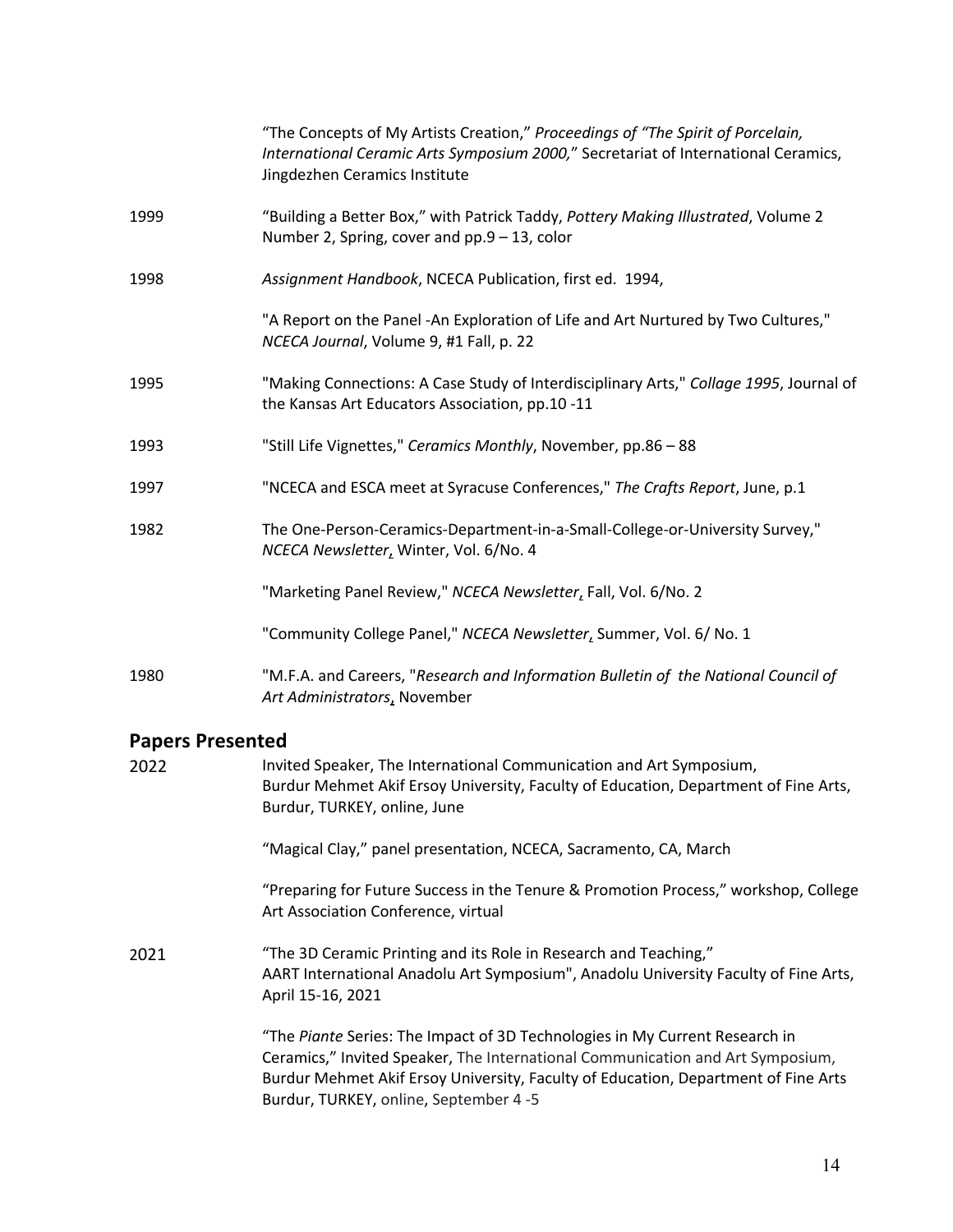| | |
|---|---|
| | "The Concepts of My Artists Creation," *Proceedings of "The Spirit of Porcelain, International Ceramic Arts Symposium 2000,"* Secretariat of International Ceramics, Jingdezhen Ceramics Institute |
| 1999 | "Building a Better Box," with Patrick Taddy, *Pottery Making Illustrated*, Volume 2 Number 2, Spring, cover and pp.9 – 13, color |
| 1998 | *Assignment Handbook*, NCECA Publication, first ed. 1994, |
| | "A Report on the Panel -An Exploration of Life and Art Nurtured by Two Cultures," *NCECA Journal*, Volume 9, #1 Fall, p. 22 |
| 1995 | "Making Connections: A Case Study of Interdisciplinary Arts," *Collage 1995*, Journal of the Kansas Art Educators Association, pp.10 -11 |
| 1993 | "Still Life Vignettes," *Ceramics Monthly*, November, pp.86 – 88 |
| 1997 | "NCECA and ESCA meet at Syracuse Conferences," *The Crafts Report*, June, p.1 |
| 1982 | The One-Person-Ceramics-Department-in-a-Small-College-or-University Survey," *NCECA Newsletter*, Winter, Vol. 6/No. 4 |
| | "Marketing Panel Review," *NCECA Newsletter*, Fall, Vol. 6/No. 2 |
| | "Community College Panel," *NCECA Newsletter*, Summer, Vol. 6/ No. 1 |
| 1980 | "M.F.A. and Careers, "*Research and Information Bulletin of the National Council of Art Administrators*, November |

## Papers Presented

| | |
|---|---|
| 2022 | Invited Speaker, The International Communication and Art Symposium, Burdur Mehmet Akif Ersoy University, Faculty of Education, Department of Fine Arts, Burdur, TURKEY, online, June |
| | "Magical Clay," panel presentation, NCECA, Sacramento, CA, March |
| | "Preparing for Future Success in the Tenure & Promotion Process," workshop, College Art Association Conference, virtual |
| 2021 | "The 3D Ceramic Printing and its Role in Research and Teaching," AART International Anadolu Art Symposium", Anadolu University Faculty of Fine Arts, April 15-16, 2021 |
| | "The *Piante* Series: The Impact of 3D Technologies in My Current Research in Ceramics," Invited Speaker, The International Communication and Art Symposium, Burdur Mehmet Akif Ersoy University, Faculty of Education, Department of Fine Arts Burdur, TURKEY, online, September 4 -5 |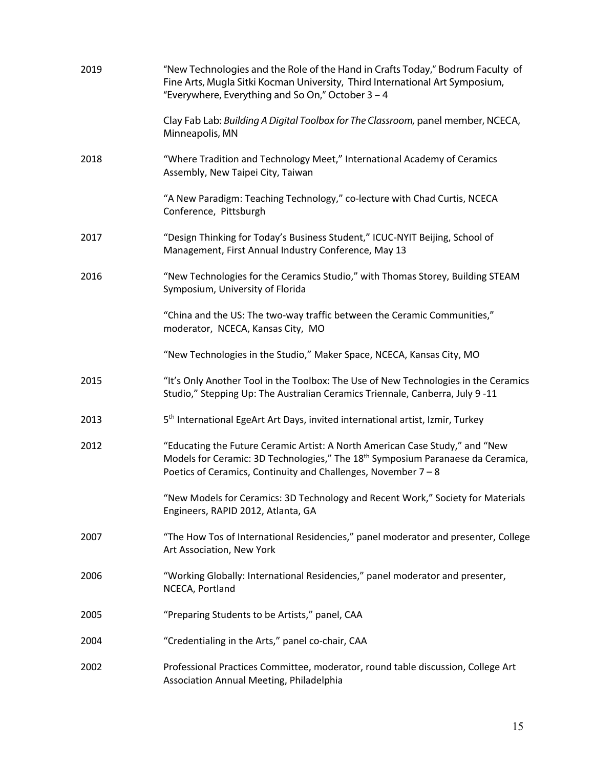2019 "New Technologies and the Role of the Hand in Crafts Today," Bodrum Faculty of Fine Arts, Mugla Sitki Kocman University, Third International Art Symposium, "Everywhere, Everything and So On," October 3 – 4

Clay Fab Lab: *Building A Digital Toolbox for The Classroom,* panel member, NCECA, Minneapolis, MN

2018 "Where Tradition and Technology Meet," International Academy of Ceramics Assembly, New Taipei City, Taiwan

"A New Paradigm: Teaching Technology," co-lecture with Chad Curtis, NCECA Conference, Pittsburgh

2017 "Design Thinking for Today's Business Student," ICUC-NYIT Beijing, School of Management, First Annual Industry Conference, May 13

2016 "New Technologies for the Ceramics Studio," with Thomas Storey, Building STEAM Symposium, University of Florida

"China and the US: The two-way traffic between the Ceramic Communities," moderator, NCECA, Kansas City, MO

"New Technologies in the Studio," Maker Space, NCECA, Kansas City, MO

2015 "It's Only Another Tool in the Toolbox: The Use of New Technologies in the Ceramics Studio," Stepping Up: The Australian Ceramics Triennale, Canberra, July 9 -11

2013 5th International EgeArt Art Days, invited international artist, Izmir, Turkey

2012 "Educating the Future Ceramic Artist: A North American Case Study," and "New Models for Ceramic: 3D Technologies," The 18th Symposium Paranaese da Ceramica, Poetics of Ceramics, Continuity and Challenges, November 7 – 8

"New Models for Ceramics: 3D Technology and Recent Work," Society for Materials Engineers, RAPID 2012, Atlanta, GA

2007 "The How Tos of International Residencies," panel moderator and presenter, College Art Association, New York

2006 "Working Globally: International Residencies," panel moderator and presenter, NCECA, Portland

2005 "Preparing Students to be Artists," panel, CAA

2004 "Credentialing in the Arts," panel co-chair, CAA

2002 Professional Practices Committee, moderator, round table discussion, College Art Association Annual Meeting, Philadelphia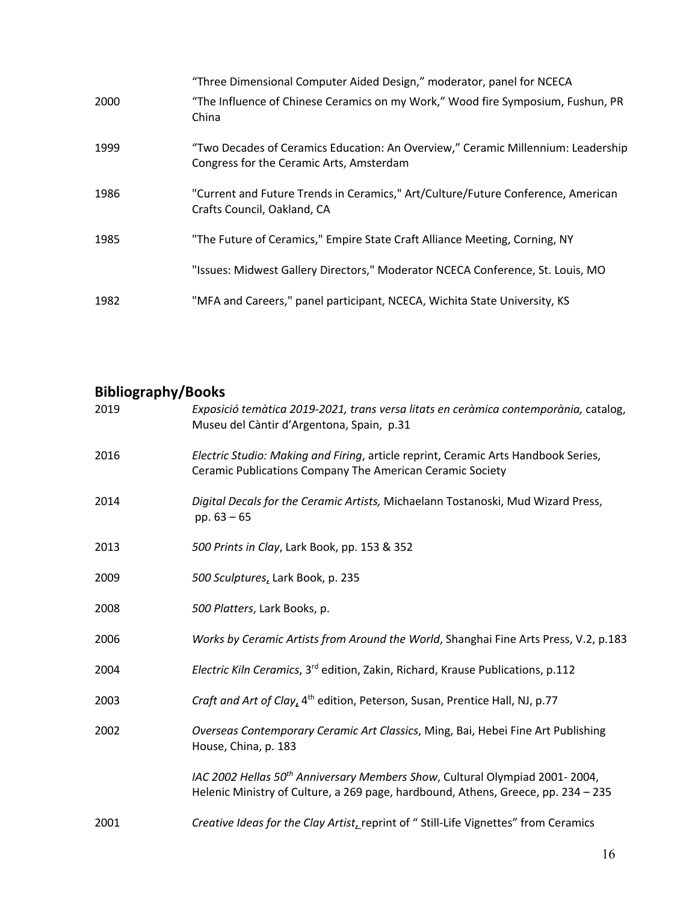| | |
|---|---|
| | "Three Dimensional Computer Aided Design," moderator, panel for NCECA |
| 2000 | "The Influence of Chinese Ceramics on my Work," Wood fire Symposium, Fushun, PR China |
| 1999 | "Two Decades of Ceramics Education: An Overview," Ceramic Millennium: Leadership Congress for the Ceramic Arts, Amsterdam |
| 1986 | "Current and Future Trends in Ceramics," Art/Culture/Future Conference, American Crafts Council, Oakland, CA |
| 1985 | "The Future of Ceramics," Empire State Craft Alliance Meeting, Corning, NY |
| | "Issues: Midwest Gallery Directors," Moderator NCECA Conference, St. Louis, MO |
| 1982 | "MFA and Careers," panel participant, NCECA, Wichita State University, KS |

## Bibliography/Books

| | |
|---|---|
| 2019 | *Exposició temàtica 2019-2021, trans versa litats en ceràmica contemporània,* catalog, Museu del Càntir d'Argentona, Spain, p.31 |
| 2016 | *Electric Studio: Making and Firing*, article reprint, Ceramic Arts Handbook Series, Ceramic Publications Company The American Ceramic Society |
| 2014 | *Digital Decals for the Ceramic Artists,* Michaelann Tostanoski, Mud Wizard Press, pp. 63 – 65 |
| 2013 | *500 Prints in Clay*, Lark Book, pp. 153 & 352 |
| 2009 | *500 Sculptures*, Lark Book, p. 235 |
| 2008 | *500 Platters*, Lark Books, p. |
| 2006 | *Works by Ceramic Artists from Around the World*, Shanghai Fine Arts Press, V.2, p.183 |
| 2004 | *Electric Kiln Ceramics*, 3rd edition, Zakin, Richard, Krause Publications, p.112 |
| 2003 | *Craft and Art of Clay*, 4th edition, Peterson, Susan, Prentice Hall, NJ, p.77 |
| 2002 | *Overseas Contemporary Ceramic Art Classics*, Ming, Bai, Hebei Fine Art Publishing House, China, p. 183 |
| | *IAC 2002 Hellas 50th Anniversary Members Show*, Cultural Olympiad 2001- 2004, Helenic Ministry of Culture, a 269 page, hardbound, Athens, Greece, pp. 234 – 235 |
| 2001 | *Creative Ideas for the Clay Artist*, reprint of " Still-Life Vignettes" from Ceramics |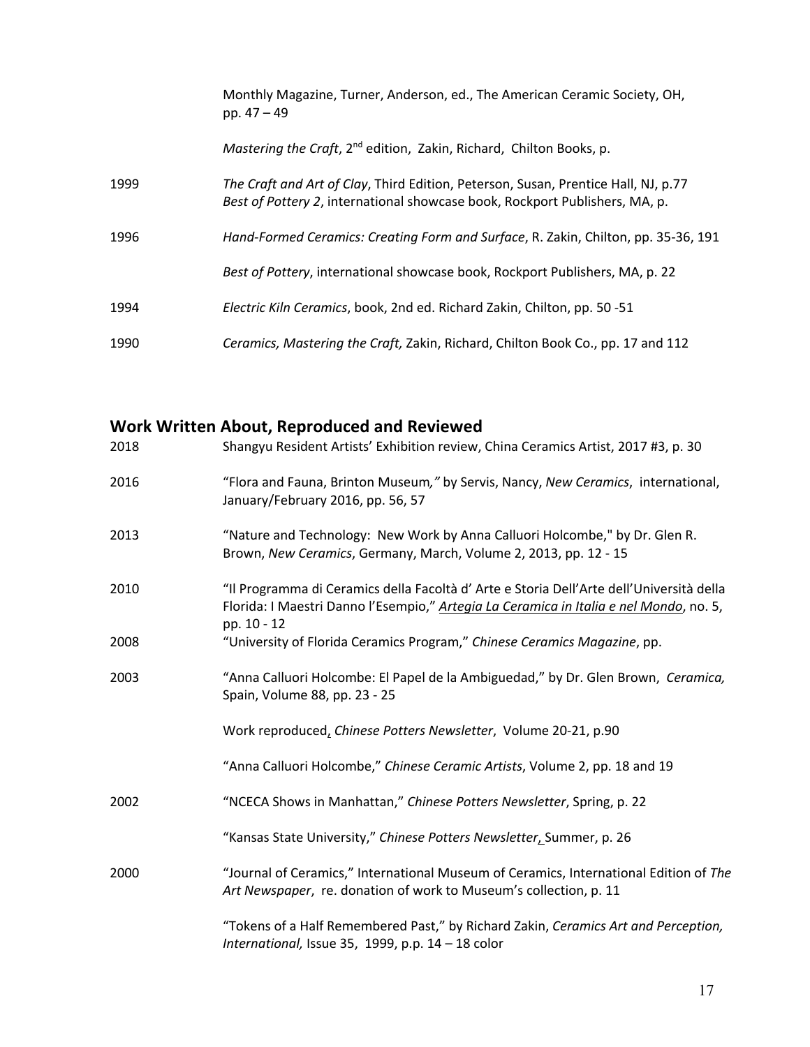| | |
|---|---|
| | Monthly Magazine, Turner, Anderson, ed., The American Ceramic Society, OH, pp. 47 – 49 |
| | *Mastering the Craft*, 2nd edition, Zakin, Richard, Chilton Books, p. |
| 1999 | *The Craft and Art of Clay*, Third Edition, Peterson, Susan, Prentice Hall, NJ, p.77<br>*Best of Pottery 2*, international showcase book, Rockport Publishers, MA, p. |
| 1996 | *Hand-Formed Ceramics: Creating Form and Surface*, R. Zakin, Chilton, pp. 35-36, 191 |
| | *Best of Pottery*, international showcase book, Rockport Publishers, MA, p. 22 |
| 1994 | *Electric Kiln Ceramics*, book, 2nd ed. Richard Zakin, Chilton, pp. 50 -51 |
| 1990 | *Ceramics, Mastering the Craft,* Zakin, Richard, Chilton Book Co., pp. 17 and 112 |

## Work Written About, Reproduced and Reviewed

| | |
|---|---|
| 2018 | Shangyu Resident Artists' Exhibition review, China Ceramics Artist, 2017 #3, p. 30 |
| 2016 | "Flora and Fauna, Brinton Museum," by Servis, Nancy, *New Ceramics*, international, January/February 2016, pp. 56, 57 |
| 2013 | "Nature and Technology: New Work by Anna Calluori Holcombe," by Dr. Glen R. Brown, *New Ceramics*, Germany, March, Volume 2, 2013, pp. 12 - 15 |
| 2010 | "Il Programma di Ceramics della Facoltà d' Arte e Storia Dell'Arte dell'Università della Florida: I Maestri Danno l'Esempio," *Artegia La Ceramica in Italia e nel Mondo*, no. 5, pp. 10 - 12 |
| 2008 | "University of Florida Ceramics Program," *Chinese Ceramics Magazine*, pp. |
| 2003 | "Anna Calluori Holcombe: El Papel de la Ambiguedad," by Dr. Glen Brown, *Ceramica,* Spain, Volume 88, pp. 23 - 25 |
| | Work reproduced, *Chinese Potters Newsletter*, Volume 20-21, p.90 |
| | "Anna Calluori Holcombe," *Chinese Ceramic Artists*, Volume 2, pp. 18 and 19 |
| 2002 | "NCECA Shows in Manhattan," *Chinese Potters Newsletter*, Spring, p. 22 |
| | "Kansas State University," *Chinese Potters Newsletter*, Summer, p. 26 |
| 2000 | "Journal of Ceramics," International Museum of Ceramics, International Edition of *The Art Newspaper*, re. donation of work to Museum's collection, p. 11 |
| | "Tokens of a Half Remembered Past," by Richard Zakin, *Ceramics Art and Perception, International,* Issue 35, 1999, p.p. 14 – 18 color |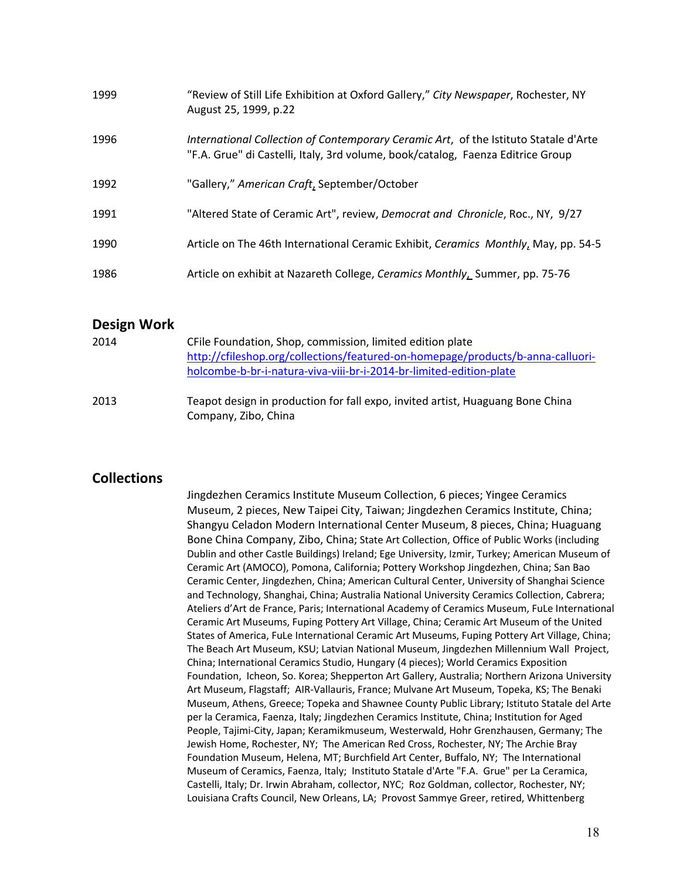| | |
|---|---|
| 1999 | "Review of Still Life Exhibition at Oxford Gallery," *City Newspaper*, Rochester, NY August 25, 1999, p.22 |
| 1996 | *International Collection of Contemporary Ceramic Art*, of the Istituto Statale d'Arte "F.A. Grue" di Castelli, Italy, 3rd volume, book/catalog, Faenza Editrice Group |
| 1992 | "Gallery," *American Craft*, September/October |
| 1991 | "Altered State of Ceramic Art", review, *Democrat and Chronicle*, Roc., NY, 9/27 |
| 1990 | Article on The 46th International Ceramic Exhibit, *Ceramics Monthly*, May, pp. 54-5 |
| 1986 | Article on exhibit at Nazareth College, *Ceramics Monthly*, Summer, pp. 75-76 |

## Design Work

| | |
|---|---|
| 2014 | CFile Foundation, Shop, commission, limited edition plate http://cfileshop.org/collections/featured-on-homepage/products/b-anna-calluori-holcombe-b-br-i-natura-viva-viii-br-i-2014-br-limited-edition-plate |
| 2013 | Teapot design in production for fall expo, invited artist, Huaguang Bone China Company, Zibo, China |

## Collections

Jingdezhen Ceramics Institute Museum Collection, 6 pieces; Yingee Ceramics Museum, 2 pieces, New Taipei City, Taiwan; Jingdezhen Ceramics Institute, China; Shangyu Celadon Modern International Center Museum, 8 pieces, China; Huaguang Bone China Company, Zibo, China; State Art Collection, Office of Public Works (including Dublin and other Castle Buildings) Ireland; Ege University, Izmir, Turkey; American Museum of Ceramic Art (AMOCO), Pomona, California; Pottery Workshop Jingdezhen, China; San Bao Ceramic Center, Jingdezhen, China; American Cultural Center, University of Shanghai Science and Technology, Shanghai, China; Australia National University Ceramics Collection, Cabrera; Ateliers d'Art de France, Paris; International Academy of Ceramics Museum, FuLe International Ceramic Art Museums, Fuping Pottery Art Village, China; Ceramic Art Museum of the United States of America, FuLe International Ceramic Art Museums, Fuping Pottery Art Village, China; The Beach Art Museum, KSU; Latvian National Museum, Jingdezhen Millennium Wall Project, China; International Ceramics Studio, Hungary (4 pieces); World Ceramics Exposition Foundation, Icheon, So. Korea; Shepperton Art Gallery, Australia; Northern Arizona University Art Museum, Flagstaff; AIR-Vallauris, France; Mulvane Art Museum, Topeka, KS; The Benaki Museum, Athens, Greece; Topeka and Shawnee County Public Library; Istituto Statale del Arte per la Ceramica, Faenza, Italy; Jingdezhen Ceramics Institute, China; Institution for Aged People, Tajimi-City, Japan; Keramikmuseum, Westerwald, Hohr Grenzhausen, Germany; The Jewish Home, Rochester, NY; The American Red Cross, Rochester, NY; The Archie Bray Foundation Museum, Helena, MT; Burchfield Art Center, Buffalo, NY; The International Museum of Ceramics, Faenza, Italy; Instituto Statale d'Arte "F.A. Grue" per La Ceramica, Castelli, Italy; Dr. Irwin Abraham, collector, NYC; Roz Goldman, collector, Rochester, NY; Louisiana Crafts Council, New Orleans, LA; Provost Sammye Greer, retired, Whittenberg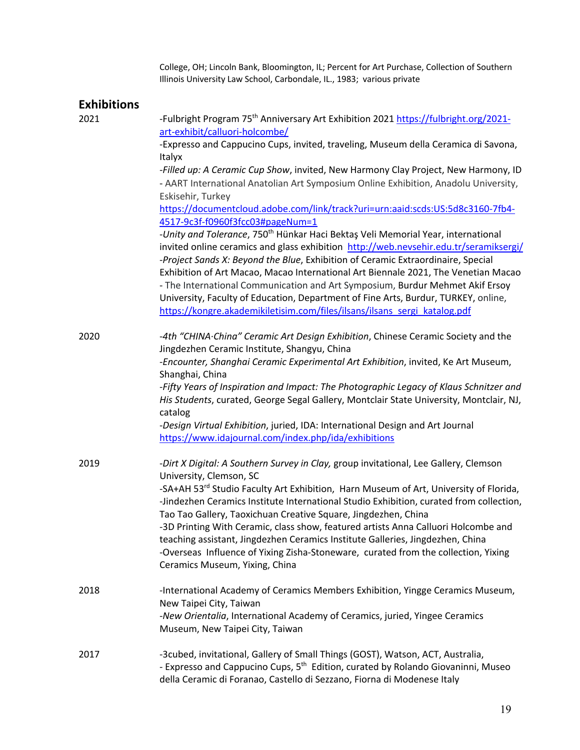College, OH; Lincoln Bank, Bloomington, IL; Percent for Art Purchase, Collection of Southern Illinois University Law School, Carbondale, IL., 1983; various private

## Exhibitions

**2021**

-Fulbright Program 75th Anniversary Art Exhibition 2021 https://fulbright.org/2021-art-exhibit/calluori-holcombe/

-Expresso and Cappucino Cups, invited, traveling, Museum della Ceramica di Savona, Italyx

-*Filled up: A Ceramic Cup Show*, invited, New Harmony Clay Project, New Harmony, ID

- AART International Anatolian Art Symposium Online Exhibition, Anadolu University, Eskisehir, Turkey https://documentcloud.adobe.com/link/track?uri=urn:aaid:scds:US:5d8c3160-7fb4-4517-9c3f-f0960f3fcc03#pageNum=1

-*Unity and Tolerance*, 750th Hünkar Haci Bektaş Veli Memorial Year, international invited online ceramics and glass exhibition http://web.nevsehir.edu.tr/seramiksergi/

-*Project Sands X: Beyond the Blue*, Exhibition of Ceramic Extraordinaire, Special Exhibition of Art Macao, Macao International Art Biennale 2021, The Venetian Macao

- The International Communication and Art Symposium, Burdur Mehmet Akif Ersoy University, Faculty of Education, Department of Fine Arts, Burdur, TURKEY, online, https://kongre.akademikiletisim.com/files/ilsans/ilsans_sergi_katalog.pdf

**2020**

-*4th "CHINA·China" Ceramic Art Design Exhibition*, Chinese Ceramic Society and the Jingdezhen Ceramic Institute, Shangyu, China

-*Encounter, Shanghai Ceramic Experimental Art Exhibition*, invited, Ke Art Museum, Shanghai, China

-*Fifty Years of Inspiration and Impact: The Photographic Legacy of Klaus Schnitzer and His Students*, curated, George Segal Gallery, Montclair State University, Montclair, NJ, catalog

-*Design Virtual Exhibition*, juried, IDA: International Design and Art Journal https://www.idajournal.com/index.php/ida/exhibitions

**2019**

-*Dirt X Digital: A Southern Survey in Clay,* group invitational, Lee Gallery, Clemson University, Clemson, SC

-SA+AH 53rd Studio Faculty Art Exhibition, Harn Museum of Art, University of Florida,

-Jindezhen Ceramics Institute International Studio Exhibition, curated from collection, Tao Tao Gallery, Taoxichuan Creative Square, Jingdezhen, China

-3D Printing With Ceramic, class show, featured artists Anna Calluori Holcombe and teaching assistant, Jingdezhen Ceramics Institute Galleries, Jingdezhen, China

-Overseas Influence of Yixing Zisha-Stoneware, curated from the collection, Yixing Ceramics Museum, Yixing, China

**2018**

-International Academy of Ceramics Members Exhibition, Yingge Ceramics Museum, New Taipei City, Taiwan

-*New Orientalia*, International Academy of Ceramics, juried, Yingee Ceramics Museum, New Taipei City, Taiwan

**2017**

-3cubed, invitational, Gallery of Small Things (GOST), Watson, ACT, Australia,

- Expresso and Cappucino Cups, 5th Edition, curated by Rolando Giovaninni, Museo della Ceramic di Foranao, Castello di Sezzano, Fiorna di Modenese Italy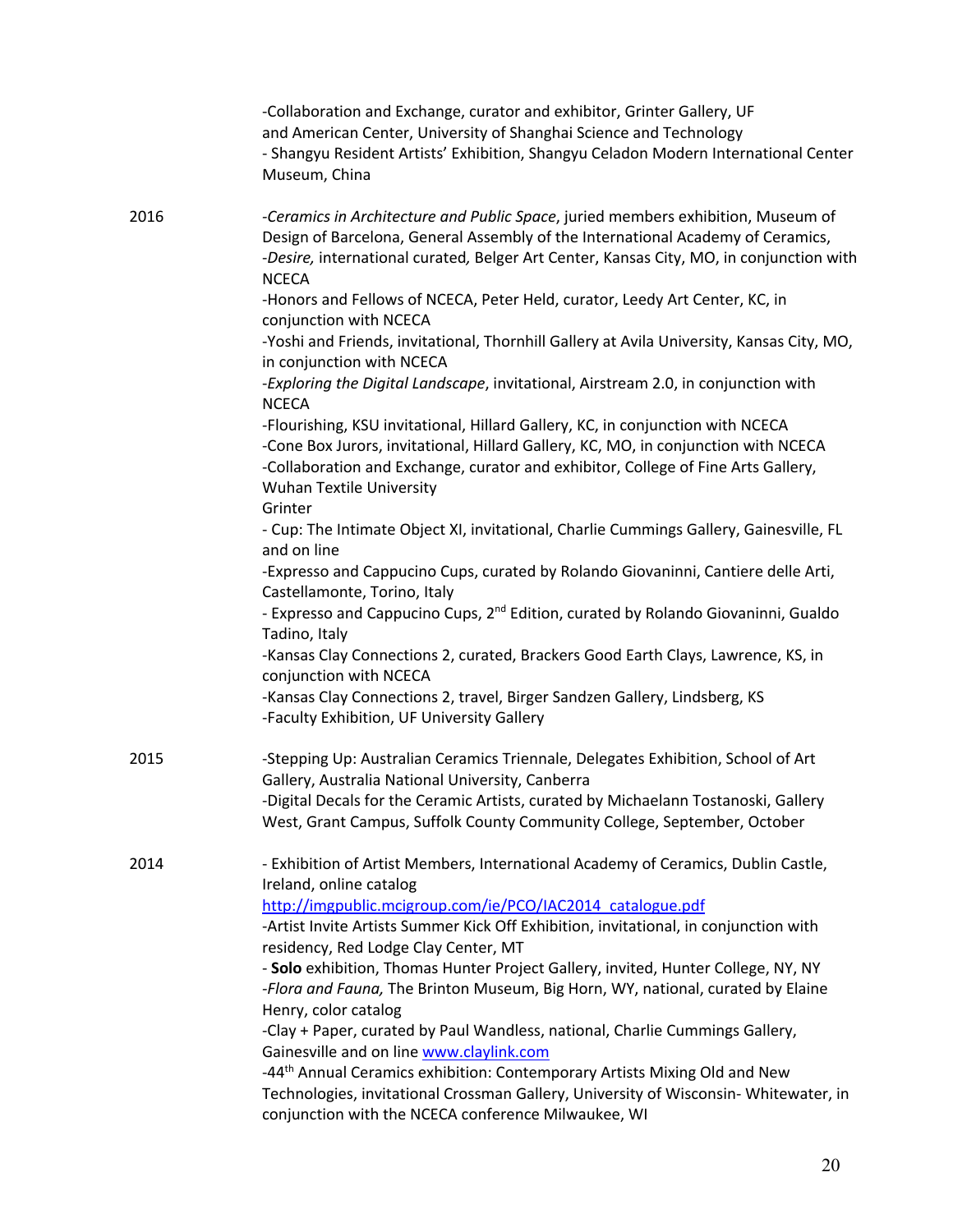-Collaboration and Exchange, curator and exhibitor, Grinter Gallery, UF and American Center, University of Shanghai Science and Technology
- Shangyu Resident Artists' Exhibition, Shangyu Celadon Modern International Center Museum, China

2016

-*Ceramics in Architecture and Public Space*, juried members exhibition, Museum of Design of Barcelona, General Assembly of the International Academy of Ceramics,
-*Desire,* international curated*,* Belger Art Center, Kansas City, MO, in conjunction with NCECA
-Honors and Fellows of NCECA, Peter Held, curator, Leedy Art Center, KC, in conjunction with NCECA
-Yoshi and Friends, invitational, Thornhill Gallery at Avila University, Kansas City, MO, in conjunction with NCECA
-*Exploring the Digital Landscape*, invitational, Airstream 2.0, in conjunction with NCECA
-Flourishing, KSU invitational, Hillard Gallery, KC, in conjunction with NCECA
-Cone Box Jurors, invitational, Hillard Gallery, KC, MO, in conjunction with NCECA
-Collaboration and Exchange, curator and exhibitor, College of Fine Arts Gallery, Wuhan Textile University
Grinter
- Cup: The Intimate Object XI, invitational, Charlie Cummings Gallery, Gainesville, FL and on line
-Expresso and Cappucino Cups, curated by Rolando Giovaninni, Cantiere delle Arti, Castellamonte, Torino, Italy
- Expresso and Cappucino Cups, 2nd Edition, curated by Rolando Giovaninni, Gualdo Tadino, Italy
-Kansas Clay Connections 2, curated, Brackers Good Earth Clays, Lawrence, KS, in conjunction with NCECA
-Kansas Clay Connections 2, travel, Birger Sandzen Gallery, Lindsberg, KS
-Faculty Exhibition, UF University Gallery

2015

-Stepping Up: Australian Ceramics Triennale, Delegates Exhibition, School of Art Gallery, Australia National University, Canberra
-Digital Decals for the Ceramic Artists, curated by Michaelann Tostanoski, Gallery West, Grant Campus, Suffolk County Community College, September, October

2014

- Exhibition of Artist Members, International Academy of Ceramics, Dublin Castle, Ireland, online catalog
http://imgpublic.mcigroup.com/ie/PCO/IAC2014_catalogue.pdf
-Artist Invite Artists Summer Kick Off Exhibition, invitational, in conjunction with residency, Red Lodge Clay Center, MT
- **Solo** exhibition, Thomas Hunter Project Gallery, invited, Hunter College, NY, NY
-*Flora and Fauna,* The Brinton Museum, Big Horn, WY, national, curated by Elaine Henry, color catalog
-Clay + Paper, curated by Paul Wandless, national, Charlie Cummings Gallery, Gainesville and on line www.claylink.com
-44th Annual Ceramics exhibition: Contemporary Artists Mixing Old and New Technologies, invitational Crossman Gallery, University of Wisconsin- Whitewater, in conjunction with the NCECA conference Milwaukee, WI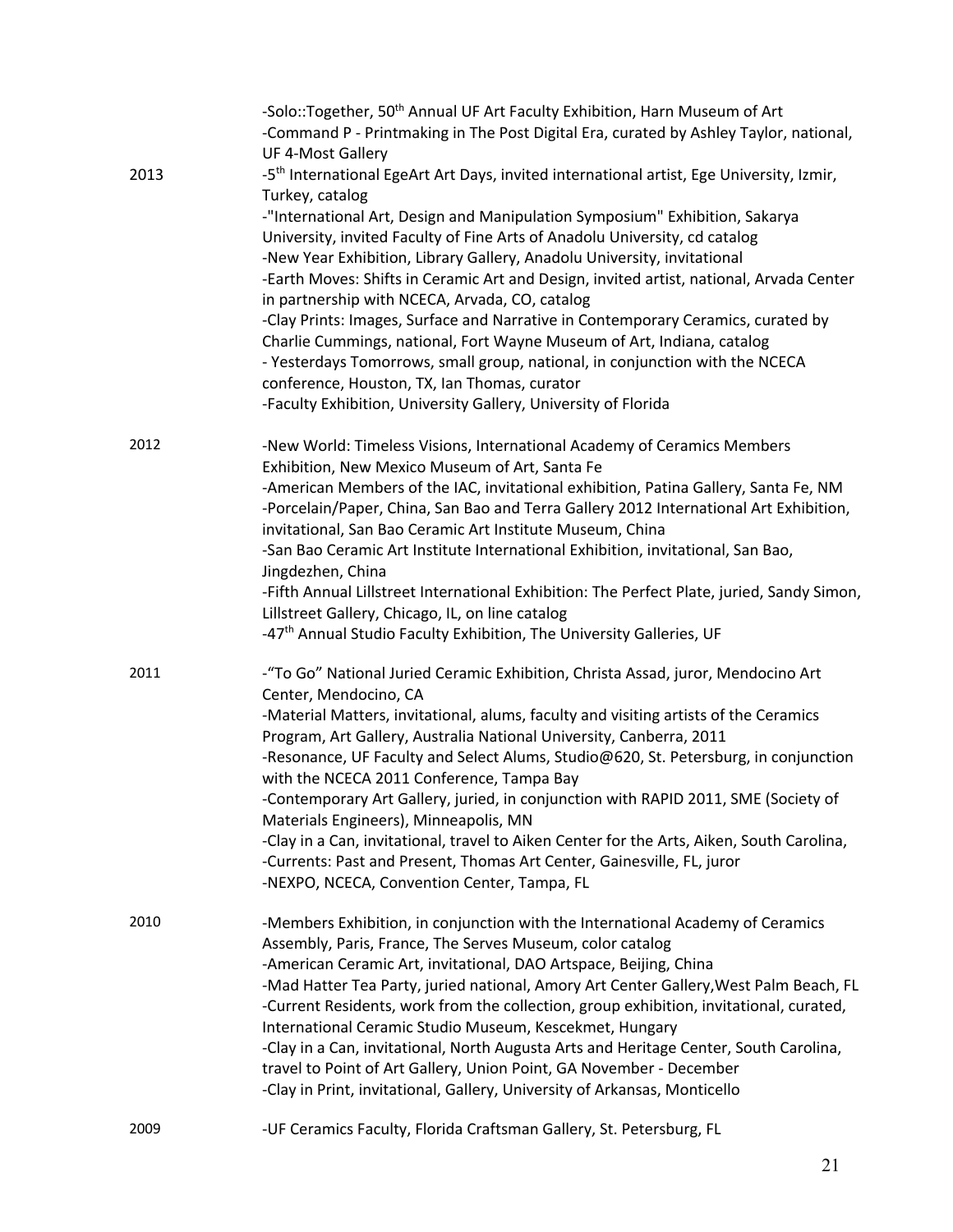-Solo::Together, 50th Annual UF Art Faculty Exhibition, Harn Museum of Art
-Command P - Printmaking in The Post Digital Era, curated by Ashley Taylor, national, UF 4-Most Gallery

2013
-5th International EgeArt Art Days, invited international artist, Ege University, Izmir, Turkey, catalog
-"International Art, Design and Manipulation Symposium" Exhibition, Sakarya University, invited Faculty of Fine Arts of Anadolu University, cd catalog
-New Year Exhibition, Library Gallery, Anadolu University, invitational
-Earth Moves: Shifts in Ceramic Art and Design, invited artist, national, Arvada Center in partnership with NCECA, Arvada, CO, catalog
-Clay Prints: Images, Surface and Narrative in Contemporary Ceramics, curated by Charlie Cummings, national, Fort Wayne Museum of Art, Indiana, catalog
- Yesterdays Tomorrows, small group, national, in conjunction with the NCECA conference, Houston, TX, Ian Thomas, curator
-Faculty Exhibition, University Gallery, University of Florida

2012
-New World: Timeless Visions, International Academy of Ceramics Members Exhibition, New Mexico Museum of Art, Santa Fe
-American Members of the IAC, invitational exhibition, Patina Gallery, Santa Fe, NM
-Porcelain/Paper, China, San Bao and Terra Gallery 2012 International Art Exhibition, invitational, San Bao Ceramic Art Institute Museum, China
-San Bao Ceramic Art Institute International Exhibition, invitational, San Bao, Jingdezhen, China
-Fifth Annual Lillstreet International Exhibition: The Perfect Plate, juried, Sandy Simon, Lillstreet Gallery, Chicago, IL, on line catalog
-47th Annual Studio Faculty Exhibition, The University Galleries, UF

2011
-"To Go" National Juried Ceramic Exhibition, Christa Assad, juror, Mendocino Art Center, Mendocino, CA
-Material Matters, invitational, alums, faculty and visiting artists of the Ceramics Program, Art Gallery, Australia National University, Canberra, 2011
-Resonance, UF Faculty and Select Alums, Studio@620, St. Petersburg, in conjunction with the NCECA 2011 Conference, Tampa Bay
-Contemporary Art Gallery, juried, in conjunction with RAPID 2011, SME (Society of Materials Engineers), Minneapolis, MN
-Clay in a Can, invitational, travel to Aiken Center for the Arts, Aiken, South Carolina,
-Currents: Past and Present, Thomas Art Center, Gainesville, FL, juror
-NEXPO, NCECA, Convention Center, Tampa, FL

2010
-Members Exhibition, in conjunction with the International Academy of Ceramics Assembly, Paris, France, The Serves Museum, color catalog
-American Ceramic Art, invitational, DAO Artspace, Beijing, China
-Mad Hatter Tea Party, juried national, Amory Art Center Gallery,West Palm Beach, FL
-Current Residents, work from the collection, group exhibition, invitational, curated, International Ceramic Studio Museum, Kescekmet, Hungary
-Clay in a Can, invitational, North Augusta Arts and Heritage Center, South Carolina, travel to Point of Art Gallery, Union Point, GA November - December
-Clay in Print, invitational, Gallery, University of Arkansas, Monticello

2009
-UF Ceramics Faculty, Florida Craftsman Gallery, St. Petersburg, FL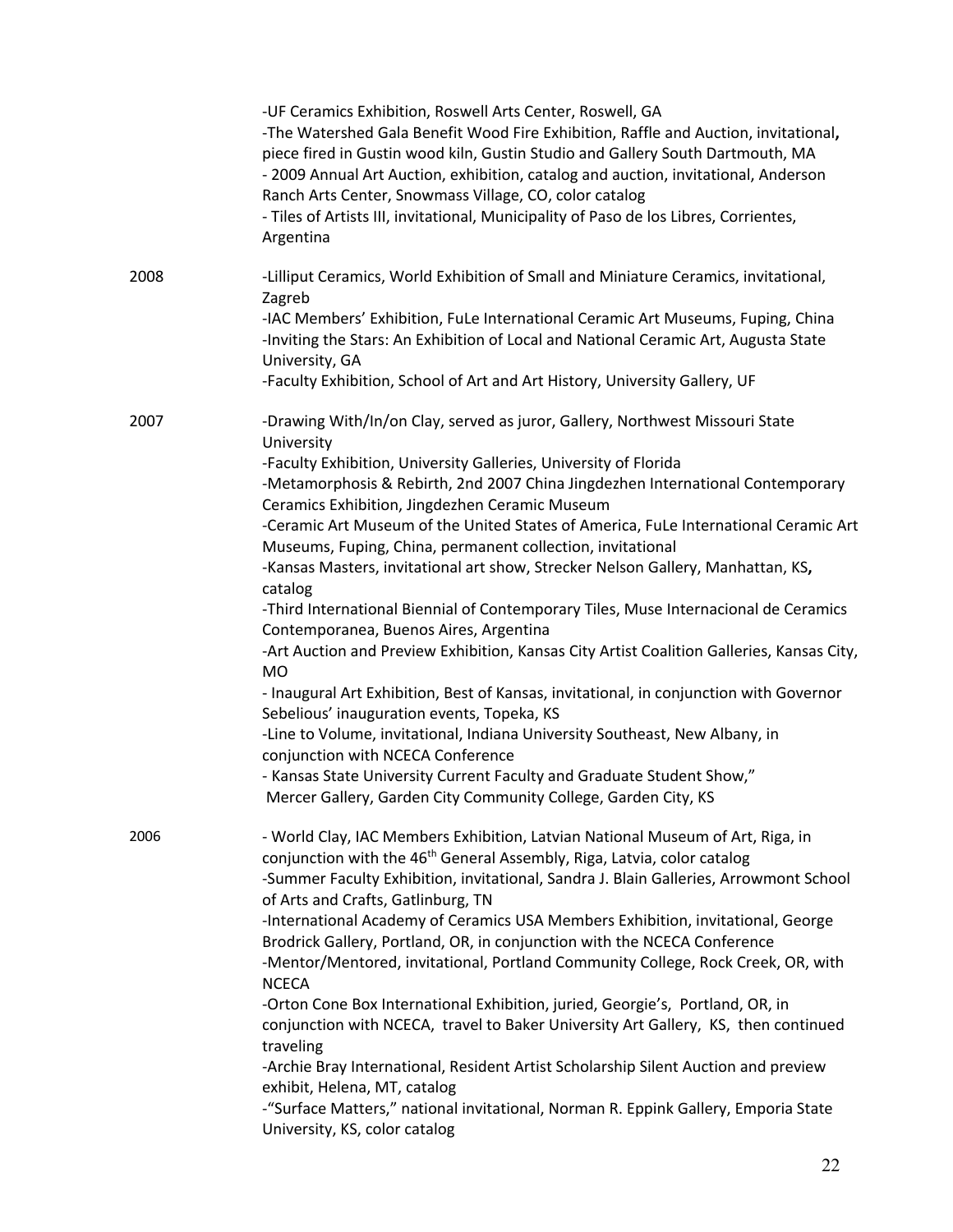-UF Ceramics Exhibition, Roswell Arts Center, Roswell, GA
-The Watershed Gala Benefit Wood Fire Exhibition, Raffle and Auction, invitational**,** piece fired in Gustin wood kiln, Gustin Studio and Gallery South Dartmouth, MA
- 2009 Annual Art Auction, exhibition, catalog and auction, invitational, Anderson Ranch Arts Center, Snowmass Village, CO, color catalog
- Tiles of Artists III, invitational, Municipality of Paso de los Libres, Corrientes, Argentina

2008

-Lilliput Ceramics, World Exhibition of Small and Miniature Ceramics, invitational, Zagreb
-IAC Members' Exhibition, FuLe International Ceramic Art Museums, Fuping, China
-Inviting the Stars: An Exhibition of Local and National Ceramic Art, Augusta State University, GA
-Faculty Exhibition, School of Art and Art History, University Gallery, UF

2007

-Drawing With/In/on Clay, served as juror, Gallery, Northwest Missouri State University
-Faculty Exhibition, University Galleries, University of Florida
-Metamorphosis & Rebirth, 2nd 2007 China Jingdezhen International Contemporary Ceramics Exhibition, Jingdezhen Ceramic Museum
-Ceramic Art Museum of the United States of America, FuLe International Ceramic Art Museums, Fuping, China, permanent collection, invitational
-Kansas Masters, invitational art show, Strecker Nelson Gallery, Manhattan, KS**,** catalog
-Third International Biennial of Contemporary Tiles, Muse Internacional de Ceramics Contemporanea, Buenos Aires, Argentina
-Art Auction and Preview Exhibition, Kansas City Artist Coalition Galleries, Kansas City, MO
- Inaugural Art Exhibition, Best of Kansas, invitational, in conjunction with Governor Sebelious' inauguration events, Topeka, KS
-Line to Volume, invitational, Indiana University Southeast, New Albany, in conjunction with NCECA Conference
- Kansas State University Current Faculty and Graduate Student Show,"
Mercer Gallery, Garden City Community College, Garden City, KS

2006

- World Clay, IAC Members Exhibition, Latvian National Museum of Art, Riga, in conjunction with the 46th General Assembly, Riga, Latvia, color catalog
-Summer Faculty Exhibition, invitational, Sandra J. Blain Galleries, Arrowmont School of Arts and Crafts, Gatlinburg, TN
-International Academy of Ceramics USA Members Exhibition, invitational, George Brodrick Gallery, Portland, OR, in conjunction with the NCECA Conference
-Mentor/Mentored, invitational, Portland Community College, Rock Creek, OR, with NCECA
-Orton Cone Box International Exhibition, juried, Georgie's, Portland, OR, in conjunction with NCECA, travel to Baker University Art Gallery, KS, then continued traveling
-Archie Bray International, Resident Artist Scholarship Silent Auction and preview exhibit, Helena, MT, catalog
-"Surface Matters," national invitational, Norman R. Eppink Gallery, Emporia State University, KS, color catalog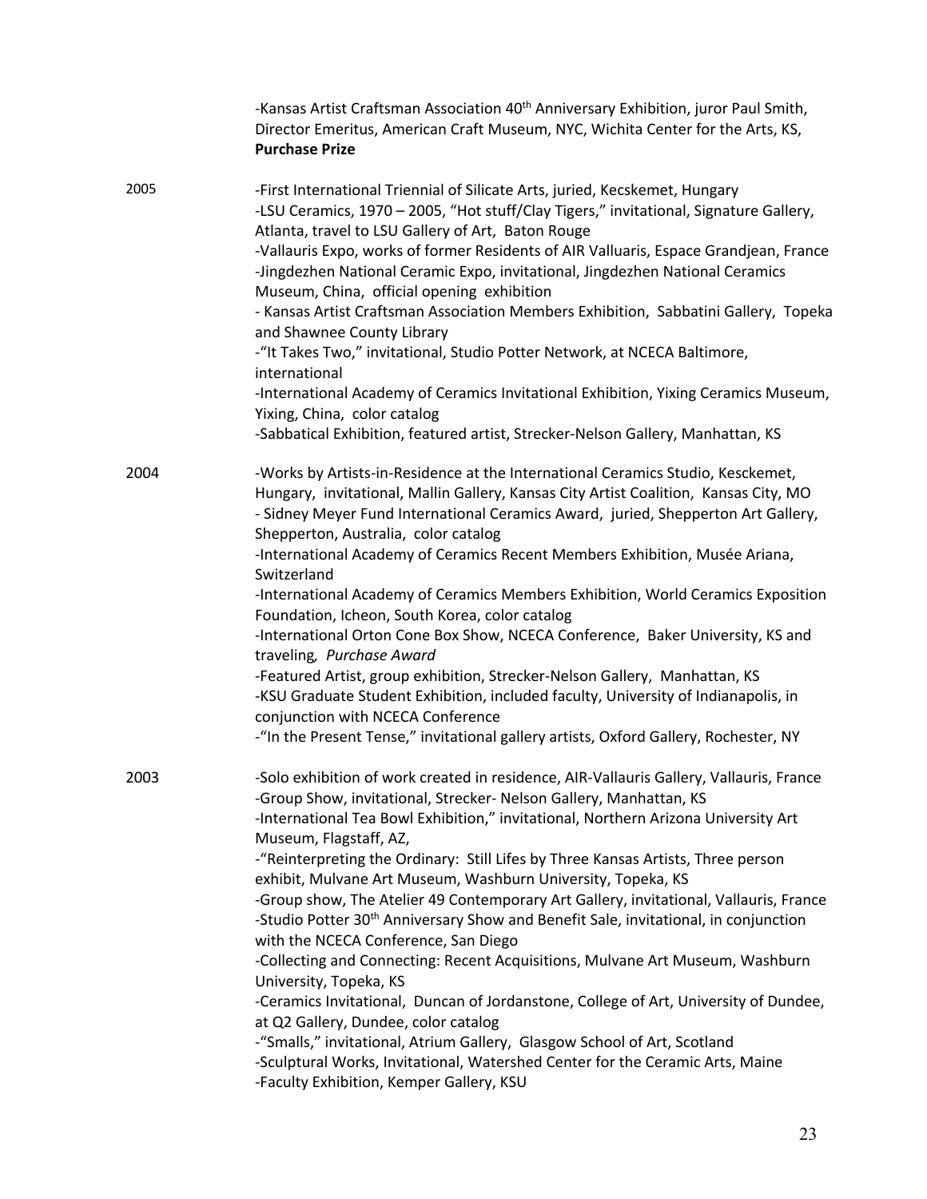-Kansas Artist Craftsman Association 40th Anniversary Exhibition, juror Paul Smith, Director Emeritus, American Craft Museum, NYC, Wichita Center for the Arts, KS, **Purchase Prize**

2005

-First International Triennial of Silicate Arts, juried, Kecskemet, Hungary
-LSU Ceramics, 1970 – 2005, "Hot stuff/Clay Tigers," invitational, Signature Gallery, Atlanta, travel to LSU Gallery of Art, Baton Rouge
-Vallauris Expo, works of former Residents of AIR Valluaris, Espace Grandjean, France
-Jingdezhen National Ceramic Expo, invitational, Jingdezhen National Ceramics Museum, China, official opening exhibition
- Kansas Artist Craftsman Association Members Exhibition, Sabbatini Gallery, Topeka and Shawnee County Library
-"It Takes Two," invitational, Studio Potter Network, at NCECA Baltimore, international
-International Academy of Ceramics Invitational Exhibition, Yixing Ceramics Museum, Yixing, China, color catalog
-Sabbatical Exhibition, featured artist, Strecker-Nelson Gallery, Manhattan, KS

2004

-Works by Artists-in-Residence at the International Ceramics Studio, Kesckemet, Hungary, invitational, Mallin Gallery, Kansas City Artist Coalition, Kansas City, MO
- Sidney Meyer Fund International Ceramics Award, juried, Shepperton Art Gallery, Shepperton, Australia, color catalog
-International Academy of Ceramics Recent Members Exhibition, Musée Ariana, Switzerland
-International Academy of Ceramics Members Exhibition, World Ceramics Exposition Foundation, Icheon, South Korea, color catalog
-International Orton Cone Box Show, NCECA Conference, Baker University, KS and traveling, *Purchase Award*
-Featured Artist, group exhibition, Strecker-Nelson Gallery, Manhattan, KS
-KSU Graduate Student Exhibition, included faculty, University of Indianapolis, in conjunction with NCECA Conference
-"In the Present Tense," invitational gallery artists, Oxford Gallery, Rochester, NY

2003

-Solo exhibition of work created in residence, AIR-Vallauris Gallery, Vallauris, France
-Group Show, invitational, Strecker- Nelson Gallery, Manhattan, KS
-International Tea Bowl Exhibition," invitational, Northern Arizona University Art Museum, Flagstaff, AZ,
-"Reinterpreting the Ordinary: Still Lifes by Three Kansas Artists, Three person exhibit, Mulvane Art Museum, Washburn University, Topeka, KS
-Group show, The Atelier 49 Contemporary Art Gallery, invitational, Vallauris, France
-Studio Potter 30th Anniversary Show and Benefit Sale, invitational, in conjunction with the NCECA Conference, San Diego
-Collecting and Connecting: Recent Acquisitions, Mulvane Art Museum, Washburn University, Topeka, KS
-Ceramics Invitational, Duncan of Jordanstone, College of Art, University of Dundee, at Q2 Gallery, Dundee, color catalog
-"Smalls," invitational, Atrium Gallery, Glasgow School of Art, Scotland
-Sculptural Works, Invitational, Watershed Center for the Ceramic Arts, Maine
-Faculty Exhibition, Kemper Gallery, KSU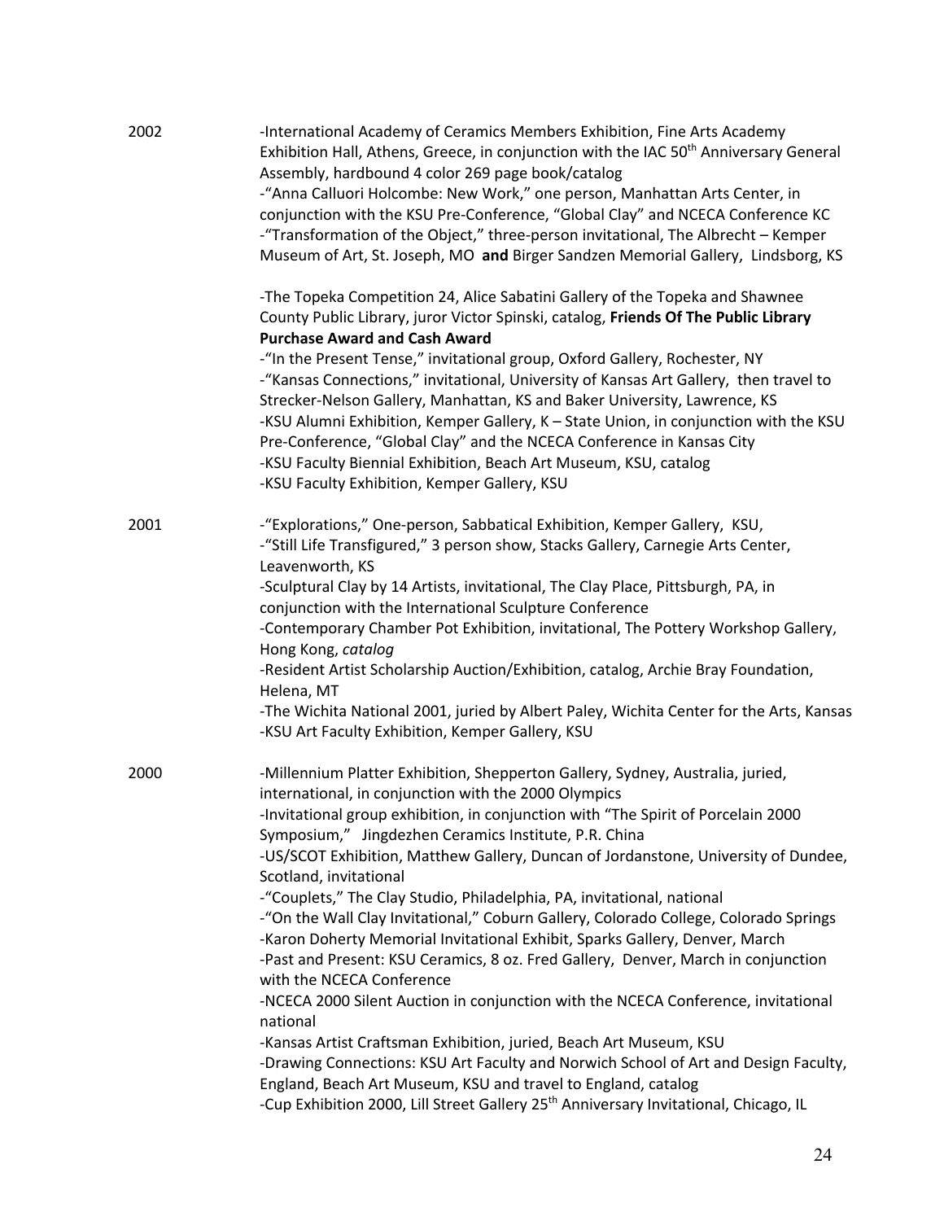2002

-International Academy of Ceramics Members Exhibition, Fine Arts Academy Exhibition Hall, Athens, Greece, in conjunction with the IAC 50th Anniversary General Assembly, hardbound 4 color 269 page book/catalog
-"Anna Calluori Holcombe: New Work," one person, Manhattan Arts Center, in conjunction with the KSU Pre-Conference, "Global Clay" and NCECA Conference KC
-"Transformation of the Object," three-person invitational, The Albrecht – Kemper Museum of Art, St. Joseph, MO **and** Birger Sandzen Memorial Gallery, Lindsborg, KS

-The Topeka Competition 24, Alice Sabatini Gallery of the Topeka and Shawnee County Public Library, juror Victor Spinski, catalog, **Friends Of The Public Library Purchase Award and Cash Award**
-"In the Present Tense," invitational group, Oxford Gallery, Rochester, NY
-"Kansas Connections," invitational, University of Kansas Art Gallery, then travel to Strecker-Nelson Gallery, Manhattan, KS and Baker University, Lawrence, KS
-KSU Alumni Exhibition, Kemper Gallery, K – State Union, in conjunction with the KSU Pre-Conference, "Global Clay" and the NCECA Conference in Kansas City
-KSU Faculty Biennial Exhibition, Beach Art Museum, KSU, catalog
-KSU Faculty Exhibition, Kemper Gallery, KSU

2001

-"Explorations," One-person, Sabbatical Exhibition, Kemper Gallery, KSU,
-"Still Life Transfigured," 3 person show, Stacks Gallery, Carnegie Arts Center, Leavenworth, KS
-Sculptural Clay by 14 Artists, invitational, The Clay Place, Pittsburgh, PA, in conjunction with the International Sculpture Conference
-Contemporary Chamber Pot Exhibition, invitational, The Pottery Workshop Gallery, Hong Kong, *catalog*
-Resident Artist Scholarship Auction/Exhibition, catalog, Archie Bray Foundation, Helena, MT
-The Wichita National 2001, juried by Albert Paley, Wichita Center for the Arts, Kansas
-KSU Art Faculty Exhibition, Kemper Gallery, KSU

2000

-Millennium Platter Exhibition, Shepperton Gallery, Sydney, Australia, juried, international, in conjunction with the 2000 Olympics
-Invitational group exhibition, in conjunction with "The Spirit of Porcelain 2000 Symposium," Jingdezhen Ceramics Institute, P.R. China
-US/SCOT Exhibition, Matthew Gallery, Duncan of Jordanstone, University of Dundee, Scotland, invitational
-"Couplets," The Clay Studio, Philadelphia, PA, invitational, national
-"On the Wall Clay Invitational," Coburn Gallery, Colorado College, Colorado Springs
-Karon Doherty Memorial Invitational Exhibit, Sparks Gallery, Denver, March
-Past and Present: KSU Ceramics, 8 oz. Fred Gallery, Denver, March in conjunction with the NCECA Conference
-NCECA 2000 Silent Auction in conjunction with the NCECA Conference, invitational national
-Kansas Artist Craftsman Exhibition, juried, Beach Art Museum, KSU
-Drawing Connections: KSU Art Faculty and Norwich School of Art and Design Faculty, England, Beach Art Museum, KSU and travel to England, catalog
-Cup Exhibition 2000, Lill Street Gallery 25th Anniversary Invitational, Chicago, IL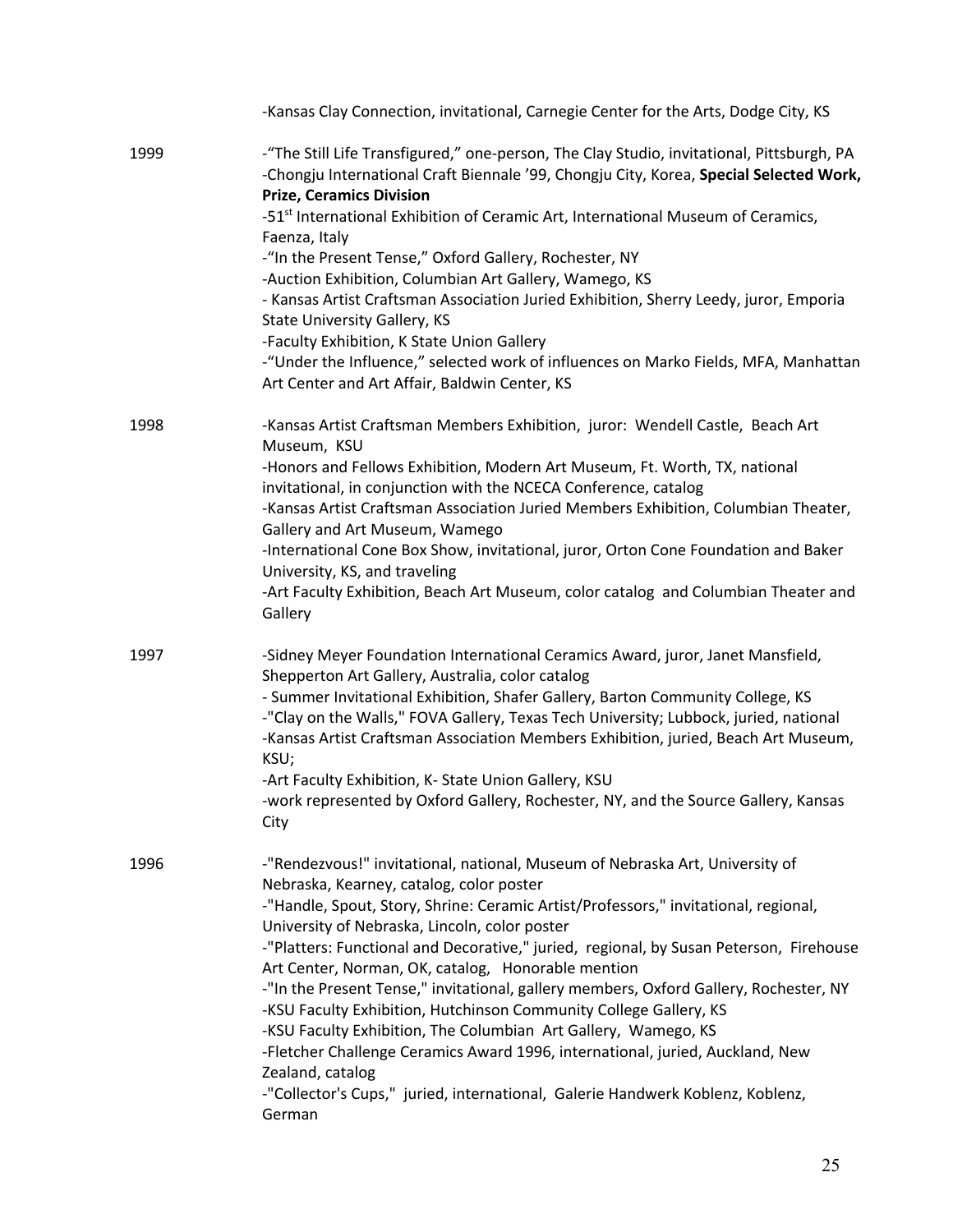-Kansas Clay Connection, invitational, Carnegie Center for the Arts, Dodge City, KS

1999

-"The Still Life Transfigured," one-person, The Clay Studio, invitational, Pittsburgh, PA
-Chongju International Craft Biennale '99, Chongju City, Korea, **Special Selected Work, Prize, Ceramics Division**
-51st International Exhibition of Ceramic Art, International Museum of Ceramics, Faenza, Italy
-"In the Present Tense," Oxford Gallery, Rochester, NY
-Auction Exhibition, Columbian Art Gallery, Wamego, KS
- Kansas Artist Craftsman Association Juried Exhibition, Sherry Leedy, juror, Emporia State University Gallery, KS
-Faculty Exhibition, K State Union Gallery
-"Under the Influence," selected work of influences on Marko Fields, MFA, Manhattan Art Center and Art Affair, Baldwin Center, KS

1998

-Kansas Artist Craftsman Members Exhibition, juror: Wendell Castle, Beach Art Museum, KSU
-Honors and Fellows Exhibition, Modern Art Museum, Ft. Worth, TX, national invitational, in conjunction with the NCECA Conference, catalog
-Kansas Artist Craftsman Association Juried Members Exhibition, Columbian Theater, Gallery and Art Museum, Wamego
-International Cone Box Show, invitational, juror, Orton Cone Foundation and Baker University, KS, and traveling
-Art Faculty Exhibition, Beach Art Museum, color catalog and Columbian Theater and Gallery

1997

-Sidney Meyer Foundation International Ceramics Award, juror, Janet Mansfield, Shepperton Art Gallery, Australia, color catalog
- Summer Invitational Exhibition, Shafer Gallery, Barton Community College, KS
-"Clay on the Walls," FOVA Gallery, Texas Tech University; Lubbock, juried, national
-Kansas Artist Craftsman Association Members Exhibition, juried, Beach Art Museum, KSU;
-Art Faculty Exhibition, K- State Union Gallery, KSU
-work represented by Oxford Gallery, Rochester, NY, and the Source Gallery, Kansas City

1996

-"Rendezvous!" invitational, national, Museum of Nebraska Art, University of Nebraska, Kearney, catalog, color poster
-"Handle, Spout, Story, Shrine: Ceramic Artist/Professors," invitational, regional, University of Nebraska, Lincoln, color poster
-"Platters: Functional and Decorative," juried, regional, by Susan Peterson, Firehouse Art Center, Norman, OK, catalog, Honorable mention
-"In the Present Tense," invitational, gallery members, Oxford Gallery, Rochester, NY
-KSU Faculty Exhibition, Hutchinson Community College Gallery, KS
-KSU Faculty Exhibition, The Columbian Art Gallery, Wamego, KS
-Fletcher Challenge Ceramics Award 1996, international, juried, Auckland, New Zealand, catalog
-"Collector's Cups," juried, international, Galerie Handwerk Koblenz, Koblenz, German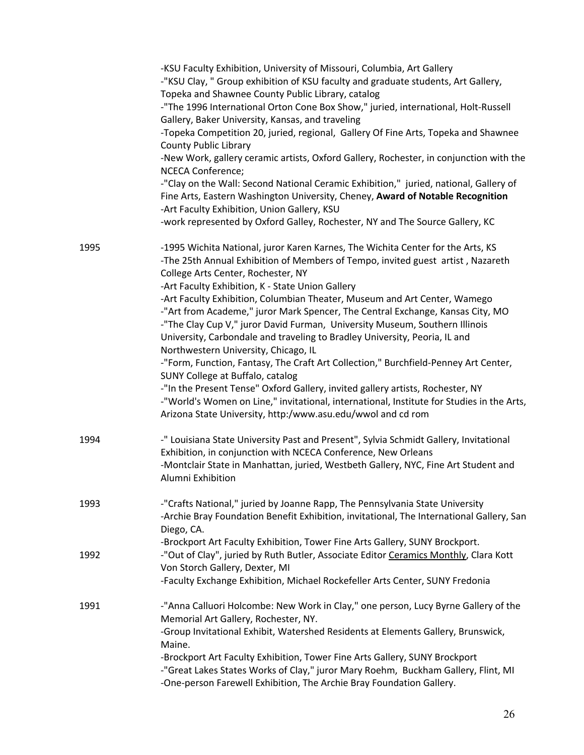-KSU Faculty Exhibition, University of Missouri, Columbia, Art Gallery
-"KSU Clay, " Group exhibition of KSU faculty and graduate students, Art Gallery, Topeka and Shawnee County Public Library, catalog
-"The 1996 International Orton Cone Box Show," juried, international, Holt-Russell Gallery, Baker University, Kansas, and traveling
-Topeka Competition 20, juried, regional, Gallery Of Fine Arts, Topeka and Shawnee County Public Library
-New Work, gallery ceramic artists, Oxford Gallery, Rochester, in conjunction with the NCECA Conference;
-"Clay on the Wall: Second National Ceramic Exhibition," juried, national, Gallery of Fine Arts, Eastern Washington University, Cheney, **Award of Notable Recognition**
-Art Faculty Exhibition, Union Gallery, KSU
-work represented by Oxford Galley, Rochester, NY and The Source Gallery, KC

1995

-1995 Wichita National, juror Karen Karnes, The Wichita Center for the Arts, KS
-The 25th Annual Exhibition of Members of Tempo, invited guest artist , Nazareth College Arts Center, Rochester, NY
-Art Faculty Exhibition, K - State Union Gallery
-Art Faculty Exhibition, Columbian Theater, Museum and Art Center, Wamego
-"Art from Academe," juror Mark Spencer, The Central Exchange, Kansas City, MO
-"The Clay Cup V," juror David Furman, University Museum, Southern Illinois University, Carbondale and traveling to Bradley University, Peoria, IL and Northwestern University, Chicago, IL
-"Form, Function, Fantasy, The Craft Art Collection," Burchfield-Penney Art Center, SUNY College at Buffalo, catalog
-"In the Present Tense" Oxford Gallery, invited gallery artists, Rochester, NY
-"World's Women on Line," invitational, international, Institute for Studies in the Arts, Arizona State University, http:/www.asu.edu/wwol and cd rom

1994

-" Louisiana State University Past and Present", Sylvia Schmidt Gallery, Invitational Exhibition, in conjunction with NCECA Conference, New Orleans
-Montclair State in Manhattan, juried, Westbeth Gallery, NYC, Fine Art Student and Alumni Exhibition

1993

-"Crafts National," juried by Joanne Rapp, The Pennsylvania State University
-Archie Bray Foundation Benefit Exhibition, invitational, The International Gallery, San Diego, CA.
-Brockport Art Faculty Exhibition, Tower Fine Arts Gallery, SUNY Brockport.

1992

-"Out of Clay", juried by Ruth Butler, Associate Editor Ceramics Monthly, Clara Kott Von Storch Gallery, Dexter, MI
-Faculty Exchange Exhibition, Michael Rockefeller Arts Center, SUNY Fredonia

1991

-"Anna Calluori Holcombe: New Work in Clay," one person, Lucy Byrne Gallery of the Memorial Art Gallery, Rochester, NY.
-Group Invitational Exhibit, Watershed Residents at Elements Gallery, Brunswick, Maine.
-Brockport Art Faculty Exhibition, Tower Fine Arts Gallery, SUNY Brockport
-"Great Lakes States Works of Clay," juror Mary Roehm, Buckham Gallery, Flint, MI
-One-person Farewell Exhibition, The Archie Bray Foundation Gallery.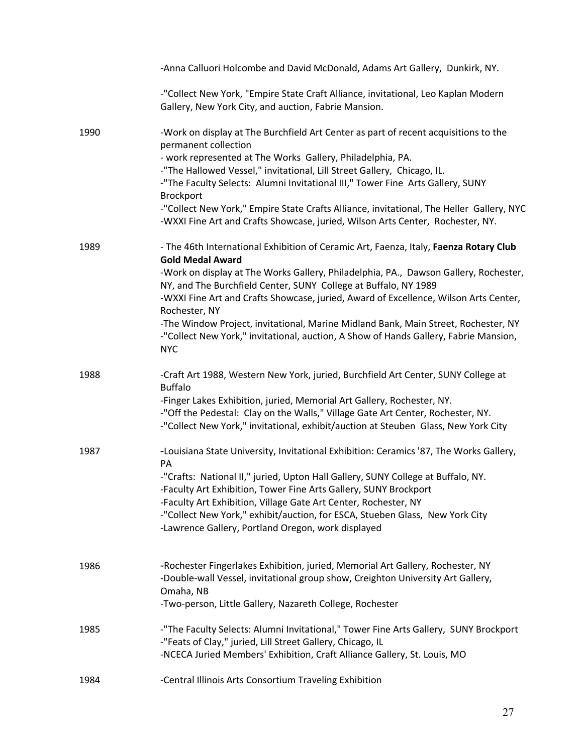-Anna Calluori Holcombe and David McDonald, Adams Art Gallery, Dunkirk, NY.

-"Collect New York, "Empire State Craft Alliance, invitational, Leo Kaplan Modern Gallery, New York City, and auction, Fabrie Mansion.

**1990**

-Work on display at The Burchfield Art Center as part of recent acquisitions to the permanent collection
- work represented at The Works Gallery, Philadelphia, PA.
-"The Hallowed Vessel," invitational, Lill Street Gallery, Chicago, IL.
-"The Faculty Selects: Alumni Invitational III," Tower Fine Arts Gallery, SUNY Brockport
-"Collect New York," Empire State Crafts Alliance, invitational, The Heller Gallery, NYC
-WXXI Fine Art and Crafts Showcase, juried, Wilson Arts Center, Rochester, NY.

**1989**

- The 46th International Exhibition of Ceramic Art, Faenza, Italy, **Faenza Rotary Club Gold Medal Award**
-Work on display at The Works Gallery, Philadelphia, PA., Dawson Gallery, Rochester, NY, and The Burchfield Center, SUNY College at Buffalo, NY 1989
-WXXI Fine Art and Crafts Showcase, juried, Award of Excellence, Wilson Arts Center, Rochester, NY
-The Window Project, invitational, Marine Midland Bank, Main Street, Rochester, NY
-"Collect New York," invitational, auction, A Show of Hands Gallery, Fabrie Mansion, NYC

**1988**

-Craft Art 1988, Western New York, juried, Burchfield Art Center, SUNY College at Buffalo
-Finger Lakes Exhibition, juried, Memorial Art Gallery, Rochester, NY.
-"Off the Pedestal: Clay on the Walls," Village Gate Art Center, Rochester, NY.
-"Collect New York," invitational, exhibit/auction at Steuben Glass, New York City

**1987**

-Louisiana State University, Invitational Exhibition: Ceramics '87, The Works Gallery, PA
-"Crafts: National II," juried, Upton Hall Gallery, SUNY College at Buffalo, NY.
-Faculty Art Exhibition, Tower Fine Arts Gallery, SUNY Brockport
-Faculty Art Exhibition, Village Gate Art Center, Rochester, NY
-"Collect New York," exhibit/auction, for ESCA, Stueben Glass, New York City
-Lawrence Gallery, Portland Oregon, work displayed

**1986**

-Rochester Fingerlakes Exhibition, juried, Memorial Art Gallery, Rochester, NY
-Double-wall Vessel, invitational group show, Creighton University Art Gallery, Omaha, NB
-Two-person, Little Gallery, Nazareth College, Rochester

**1985**

-"The Faculty Selects: Alumni Invitational," Tower Fine Arts Gallery, SUNY Brockport
-"Feats of Clay," juried, Lill Street Gallery, Chicago, IL
-NCECA Juried Members' Exhibition, Craft Alliance Gallery, St. Louis, MO

**1984**

-Central Illinois Arts Consortium Traveling Exhibition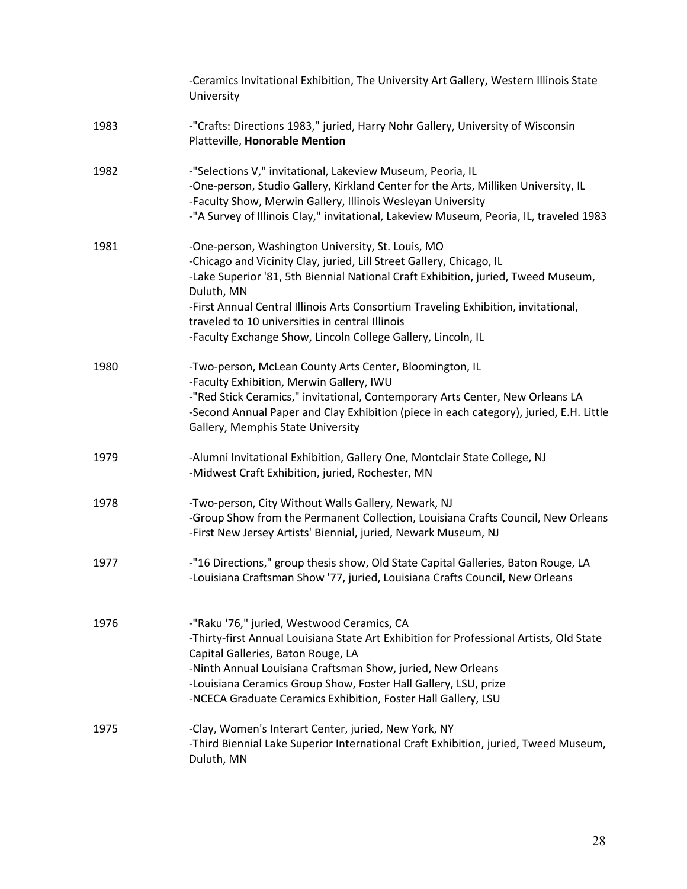| | |
|---|---|
| | -Ceramics Invitational Exhibition, The University Art Gallery, Western Illinois State University |
| 1983 | -"Crafts: Directions 1983," juried, Harry Nohr Gallery, University of Wisconsin Platteville, **Honorable Mention** |
| 1982 | -"Selections V," invitational, Lakeview Museum, Peoria, IL<br>-One-person, Studio Gallery, Kirkland Center for the Arts, Milliken University, IL<br>-Faculty Show, Merwin Gallery, Illinois Wesleyan University<br>-"A Survey of Illinois Clay," invitational, Lakeview Museum, Peoria, IL, traveled 1983 |
| 1981 | -One-person, Washington University, St. Louis, MO<br>-Chicago and Vicinity Clay, juried, Lill Street Gallery, Chicago, IL<br>-Lake Superior '81, 5th Biennial National Craft Exhibition, juried, Tweed Museum, Duluth, MN<br>-First Annual Central Illinois Arts Consortium Traveling Exhibition, invitational, traveled to 10 universities in central Illinois<br>-Faculty Exchange Show, Lincoln College Gallery, Lincoln, IL |
| 1980 | -Two-person, McLean County Arts Center, Bloomington, IL<br>-Faculty Exhibition, Merwin Gallery, IWU<br>-"Red Stick Ceramics," invitational, Contemporary Arts Center, New Orleans LA<br>-Second Annual Paper and Clay Exhibition (piece in each category), juried, E.H. Little Gallery, Memphis State University |
| 1979 | -Alumni Invitational Exhibition, Gallery One, Montclair State College, NJ<br>-Midwest Craft Exhibition, juried, Rochester, MN |
| 1978 | -Two-person, City Without Walls Gallery, Newark, NJ<br>-Group Show from the Permanent Collection, Louisiana Crafts Council, New Orleans<br>-First New Jersey Artists' Biennial, juried, Newark Museum, NJ |
| 1977 | -"16 Directions," group thesis show, Old State Capital Galleries, Baton Rouge, LA<br>-Louisiana Craftsman Show '77, juried, Louisiana Crafts Council, New Orleans |
| 1976 | -"Raku '76," juried, Westwood Ceramics, CA<br>-Thirty-first Annual Louisiana State Art Exhibition for Professional Artists, Old State Capital Galleries, Baton Rouge, LA<br>-Ninth Annual Louisiana Craftsman Show, juried, New Orleans<br>-Louisiana Ceramics Group Show, Foster Hall Gallery, LSU, prize<br>-NCECA Graduate Ceramics Exhibition, Foster Hall Gallery, LSU |
| 1975 | -Clay, Women's Interart Center, juried, New York, NY<br>-Third Biennial Lake Superior International Craft Exhibition, juried, Tweed Museum, Duluth, MN |